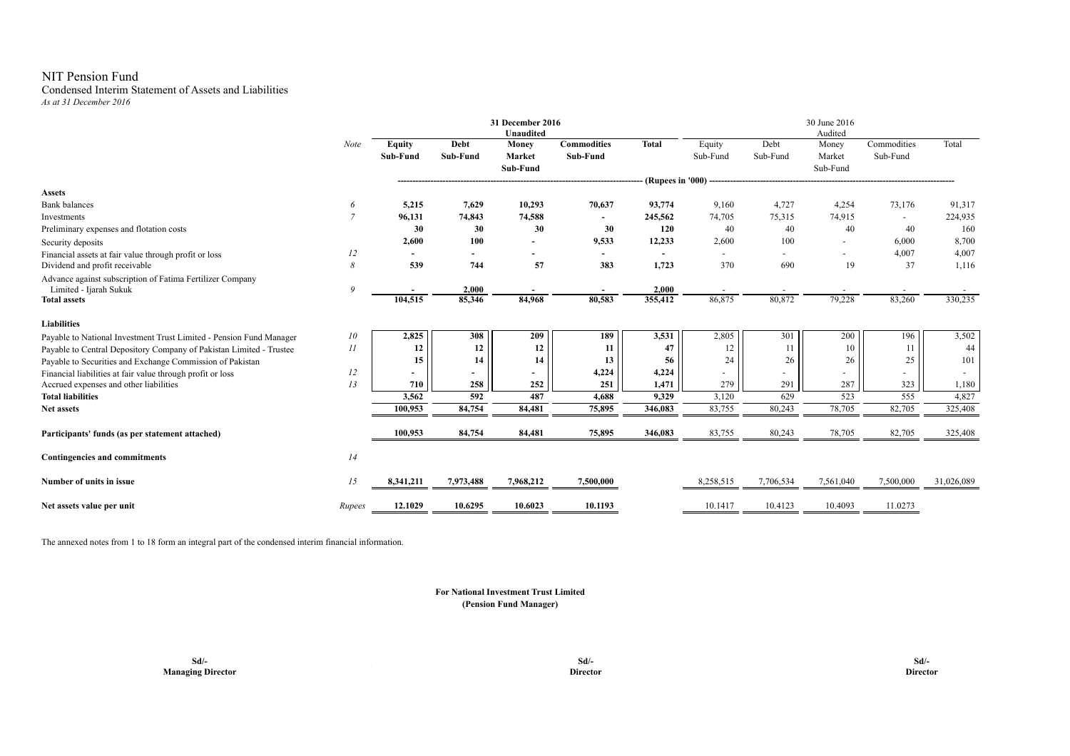# NIT Pension Fund

## Condensed Interim Statement of Assets and Liabilities

*As at 31 December 2016*

| | Note | 31 December 2016 Unaudited | | | | | 30 June 2016 Audited | | | | |
|---|---|---|---|---|---|---|---|---|---|---|---|
| | | **Equity Sub-Fund** | **Debt Sub-Fund** | **Money Market Sub-Fund** | **Commodities Sub-Fund** | **Total** | Equity Sub-Fund | Debt Sub-Fund | Money Market Sub-Fund | Commodities Sub-Fund | Total |
| | | (Rupees in '000) | | | | | | | | | |
| **Assets** | | | | | | | | | | | |
| Bank balances | 6 | **5,215** | **7,629** | **10,293** | **70,637** | **93,774** | 9,160 | 4,727 | 4,254 | 73,176 | 91,317 |
| Investments | 7 | **96,131** | **74,843** | **74,588** | **-** | **245,562** | 74,705 | 75,315 | 74,915 | - | 224,935 |
| Preliminary expenses and flotation costs | | **30** | **30** | **30** | **30** | **120** | 40 | 40 | 40 | 40 | 160 |
| Security deposits | | **2,600** | **100** | **-** | **9,533** | **12,233** | 2,600 | 100 | - | 6,000 | 8,700 |
| Financial assets at fair value through profit or loss | 12 | **-** | **-** | **-** | **-** | **-** | - | - | - | 4,007 | 4,007 |
| Dividend and profit receivable | 8 | **539** | **744** | **57** | **383** | **1,723** | 370 | 690 | 19 | 37 | 1,116 |
| Advance against subscription of Fatima Fertilizer Company Limited - Ijarah Sukuk | 9 | **-** | **2,000** | **-** | **-** | **2,000** | - | - | - | - | - |
| **Total assets** | | **104,515** | **85,346** | **84,968** | **80,583** | **355,412** | 86,875 | 80,872 | 79,228 | 83,260 | 330,235 |
| **Liabilities** | | | | | | | | | | | |
| Payable to National Investment Trust Limited - Pension Fund Manager | 10 | **2,825** | **308** | **209** | **189** | **3,531** | 2,805 | 301 | 200 | 196 | 3,502 |
| Payable to Central Depository Company of Pakistan Limited - Trustee | 11 | **12** | **12** | **12** | **11** | **47** | 12 | 11 | 10 | 11 | 44 |
| Payable to Securities and Exchange Commission of Pakistan | | **15** | **14** | **14** | **13** | **56** | 24 | 26 | 26 | 25 | 101 |
| Financial liabilities at fair value through profit or loss | 12 | **-** | **-** | **-** | **4,224** | **4,224** | - | - | - | - | - |
| Accrued expenses and other liabilities | 13 | **710** | **258** | **252** | **251** | **1,471** | 279 | 291 | 287 | 323 | 1,180 |
| **Total liabilities** | | **3,562** | **592** | **487** | **4,688** | **9,329** | 3,120 | 629 | 523 | 555 | 4,827 |
| **Net assets** | | **100,953** | **84,754** | **84,481** | **75,895** | **346,083** | 83,755 | 80,243 | 78,705 | 82,705 | 325,408 |
| **Participants' funds (as per statement attached)** | | **100,953** | **84,754** | **84,481** | **75,895** | **346,083** | 83,755 | 80,243 | 78,705 | 82,705 | 325,408 |
| **Contingencies and commitments** | 14 | | | | | | | | | | |
| **Number of units in issue** | 15 | **8,341,211** | **7,973,488** | **7,968,212** | **7,500,000** | | 8,258,515 | 7,706,534 | 7,561,040 | 7,500,000 | 31,026,089 |
| **Net assets value per unit** | Rupees | **12.1029** | **10.6295** | **10.6023** | **10.1193** | | 10.1417 | 10.4123 | 10.4093 | 11.0273 | |

The annexed notes from 1 to 18 form an integral part of the condensed interim financial information.

**For National Investment Trust Limited**
**(Pension Fund Manager)**

| Sd/- | Sd/- | Sd/- |
|---|---|---|
| **Managing Director** | **Director** | **Director** |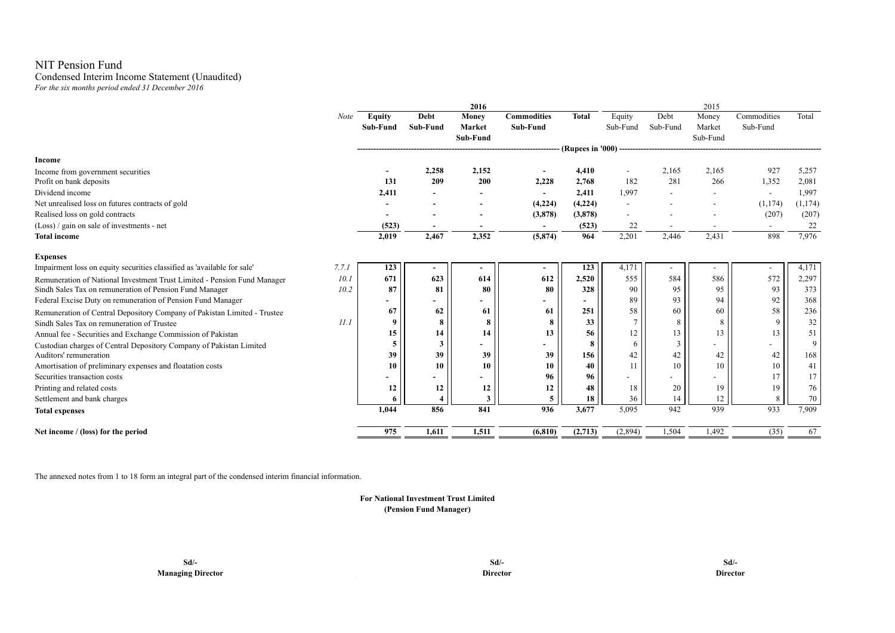# NIT Pension Fund

## Condensed Interim Income Statement (Unaudited)

*For the six months period ended 31 December 2016*

| | Note | 2016 | | | | | 2015 | | | | |
|---|---|---|---|---|---|---|---|---|---|---|---|
| | | **Equity Sub-Fund** | **Debt Sub-Fund** | **Money Market Sub-Fund** | **Commodities Sub-Fund** | **Total** | Equity Sub-Fund | Debt Sub-Fund | Money Market Sub-Fund | Commodities Sub-Fund | Total |
| | | (Rupees in '000) | | | | | | | | | |
| **Income** | | | | | | | | | | | |
| Income from government securities | | **-** | **2,258** | **2,152** | **-** | **4,410** | - | 2,165 | 2,165 | 927 | 5,257 |
| Profit on bank deposits | | **131** | **209** | **200** | **2,228** | **2,768** | 182 | 281 | 266 | 1,352 | 2,081 |
| Dividend income | | **2,411** | **-** | **-** | **-** | **2,411** | 1,997 | - | - | - | 1,997 |
| Net unrealised loss on futures contracts of gold | | **-** | **-** | **-** | **(4,224)** | **(4,224)** | - | - | - | (1,174) | (1,174) |
| Realised loss on gold contracts | | **-** | **-** | **-** | **(3,878)** | **(3,878)** | - | - | - | (207) | (207) |
| (Loss) / gain on sale of investments - net | | **(523)** | **-** | **-** | **-** | **(523)** | 22 | - | - | - | 22 |
| **Total income** | | **2,019** | **2,467** | **2,352** | **(5,874)** | **964** | 2,201 | 2,446 | 2,431 | 898 | 7,976 |
| **Expenses** | | | | | | | | | | | |
| Impairment loss on equity securities classified as 'available for sale' | 7.7.1 | **123** | **-** | **-** | **-** | **123** | 4,171 | - | - | - | 4,171 |
| Remuneration of National Investment Trust Limited - Pension Fund Manager | 10.1 | **671** | **623** | **614** | **612** | **2,520** | 555 | 584 | 586 | 572 | 2,297 |
| Sindh Sales Tax on remuneration of Pension Fund Manager | 10.2 | **87** | **81** | **80** | **80** | **328** | 90 | 95 | 95 | 93 | 373 |
| Federal Excise Duty on remuneration of Pension Fund Manager | | **-** | **-** | **-** | **-** | **-** | 89 | 93 | 94 | 92 | 368 |
| Remuneration of Central Depository Company of Pakistan Limited - Trustee | | **67** | **62** | **61** | **61** | **251** | 58 | 60 | 60 | 58 | 236 |
| Sindh Sales Tax on remuneration of Trustee | 11.1 | **9** | **8** | **8** | **8** | **33** | 7 | 8 | 8 | 9 | 32 |
| Annual fee - Securities and Exchange Commission of Pakistan | | **15** | **14** | **14** | **13** | **56** | 12 | 13 | 13 | 13 | 51 |
| Custodian charges of Central Depository Company of Pakistan Limited | | **5** | **3** | **-** | **-** | **8** | 6 | 3 | - | - | 9 |
| Auditors' remuneration | | **39** | **39** | **39** | **39** | **156** | 42 | 42 | 42 | 42 | 168 |
| Amortisation of preliminary expenses and floatation costs | | **10** | **10** | **10** | **10** | **40** | 11 | 10 | 10 | 10 | 41 |
| Securities transaction costs | | **-** | **-** | **-** | **96** | **96** | - | - | - | 17 | 17 |
| Printing and related costs | | **12** | **12** | **12** | **12** | **48** | 18 | 20 | 19 | 19 | 76 |
| Settlement and bank charges | | **6** | **4** | **3** | **5** | **18** | 36 | 14 | 12 | 8 | 70 |
| **Total expenses** | | **1,044** | **856** | **841** | **936** | **3,677** | 5,095 | 942 | 939 | 933 | 7,909 |
| **Net income / (loss) for the period** | | **975** | **1,611** | **1,511** | **(6,810)** | **(2,713)** | (2,894) | 1,504 | 1,492 | (35) | 67 |

The annexed notes from 1 to 18 form an integral part of the condensed interim financial information.

**For National Investment Trust Limited**
**(Pension Fund Manager)**

| Sd/- | Sd/- | Sd/- |
|---|---|---|
| **Managing Director** | **Director** | **Director** |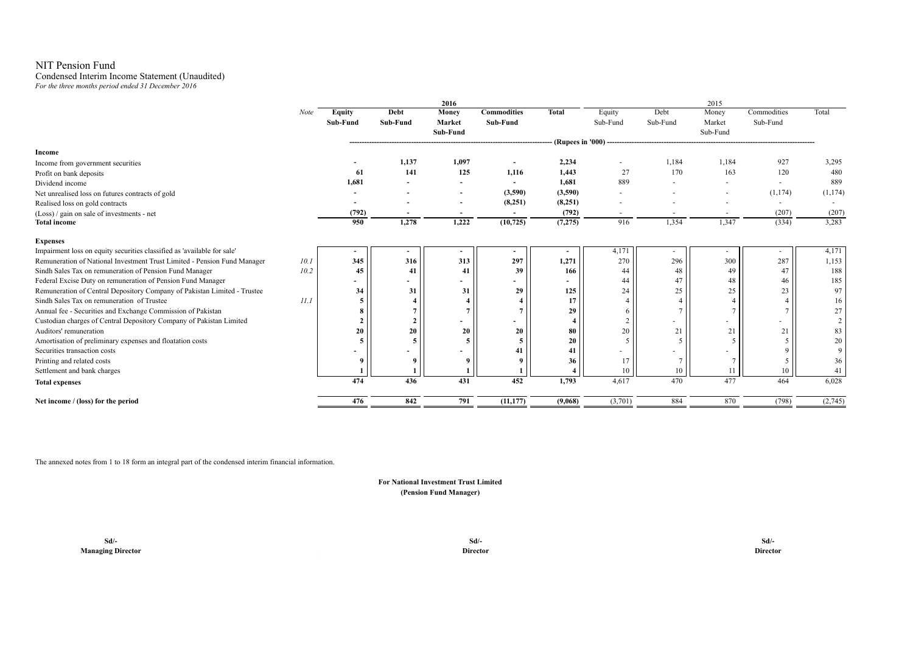# NIT Pension Fund

## Condensed Interim Income Statement (Unaudited)

*For the three months period ended 31 December 2016*

| | Note | 2016 Equity Sub-Fund | 2016 Debt Sub-Fund | 2016 Money Market Sub-Fund | 2016 Commodities Sub-Fund | 2016 Total | 2015 Equity Sub-Fund | 2015 Debt Sub-Fund | 2015 Money Market Sub-Fund | 2015 Commodities Sub-Fund | 2015 Total |
|---|---|---|---|---|---|---|---|---|---|---|---|
| | | (Rupees in '000) | | | | | | | | | |
| **Income** | | | | | | | | | | | |
| Income from government securities | | - | 1,137 | 1,097 | - | 2,234 | - | 1,184 | 1,184 | 927 | 3,295 |
| Profit on bank deposits | | 61 | 141 | 125 | 1,116 | 1,443 | 27 | 170 | 163 | 120 | 480 |
| Dividend income | | 1,681 | - | - | - | 1,681 | 889 | - | - | - | 889 |
| Net unrealised loss on futures contracts of gold | | - | - | - | (3,590) | (3,590) | - | - | - | (1,174) | (1,174) |
| Realised loss on gold contracts | | - | - | - | (8,251) | (8,251) | - | - | - | - | - |
| (Loss) / gain on sale of investments - net | | (792) | - | - | - | (792) | - | - | - | (207) | (207) |
| **Total income** | | 950 | 1,278 | 1,222 | (10,725) | (7,275) | 916 | 1,354 | 1,347 | (334) | 3,283 |
| **Expenses** | | | | | | | | | | | |
| Impairment loss on equity securities classified as 'available for sale' | | - | - | - | - | - | 4,171 | - | - | - | 4,171 |
| Remuneration of National Investment Trust Limited - Pension Fund Manager | 10.1 | 345 | 316 | 313 | 297 | 1,271 | 270 | 296 | 300 | 287 | 1,153 |
| Sindh Sales Tax on remuneration of Pension Fund Manager | 10.2 | 45 | 41 | 41 | 39 | 166 | 44 | 48 | 49 | 47 | 188 |
| Federal Excise Duty on remuneration of Pension Fund Manager | | - | - | - | - | - | 44 | 47 | 48 | 46 | 185 |
| Remuneration of Central Depository Company of Pakistan Limited - Trustee | | 34 | 31 | 31 | 29 | 125 | 24 | 25 | 25 | 23 | 97 |
| Sindh Sales Tax on remuneration of Trustee | 11.1 | 5 | 4 | 4 | 4 | 17 | 4 | 4 | 4 | 4 | 16 |
| Annual fee - Securities and Exchange Commission of Pakistan | | 8 | 7 | 7 | 7 | 29 | 6 | 7 | 7 | 7 | 27 |
| Custodian charges of Central Depository Company of Pakistan Limited | | 2 | 2 | - | - | 4 | 2 | - | - | - | 2 |
| Auditors' remuneration | | 20 | 20 | 20 | 20 | 80 | 20 | 21 | 21 | 21 | 83 |
| Amortisation of preliminary expenses and floatation costs | | 5 | 5 | 5 | 5 | 20 | 5 | 5 | 5 | 5 | 20 |
| Securities transaction costs | | - | - | - | 41 | 41 | - | - | - | 9 | 9 |
| Printing and related costs | | 9 | 9 | 9 | 9 | 36 | 17 | 7 | 7 | 5 | 36 |
| Settlement and bank charges | | 1 | 1 | 1 | 1 | 4 | 10 | 10 | 11 | 10 | 41 |
| **Total expenses** | | 474 | 436 | 431 | 452 | 1,793 | 4,617 | 470 | 477 | 464 | 6,028 |
| **Net income / (loss) for the period** | | 476 | 842 | 791 | (11,177) | (9,068) | (3,701) | 884 | 870 | (798) | (2,745) |

The annexed notes from 1 to 18 form an integral part of the condensed interim financial information.

**For National Investment Trust Limited**
**(Pension Fund Manager)**

| Sd/- | Sd/- | Sd/- |
|---|---|---|
| **Managing Director** | **Director** | **Director** |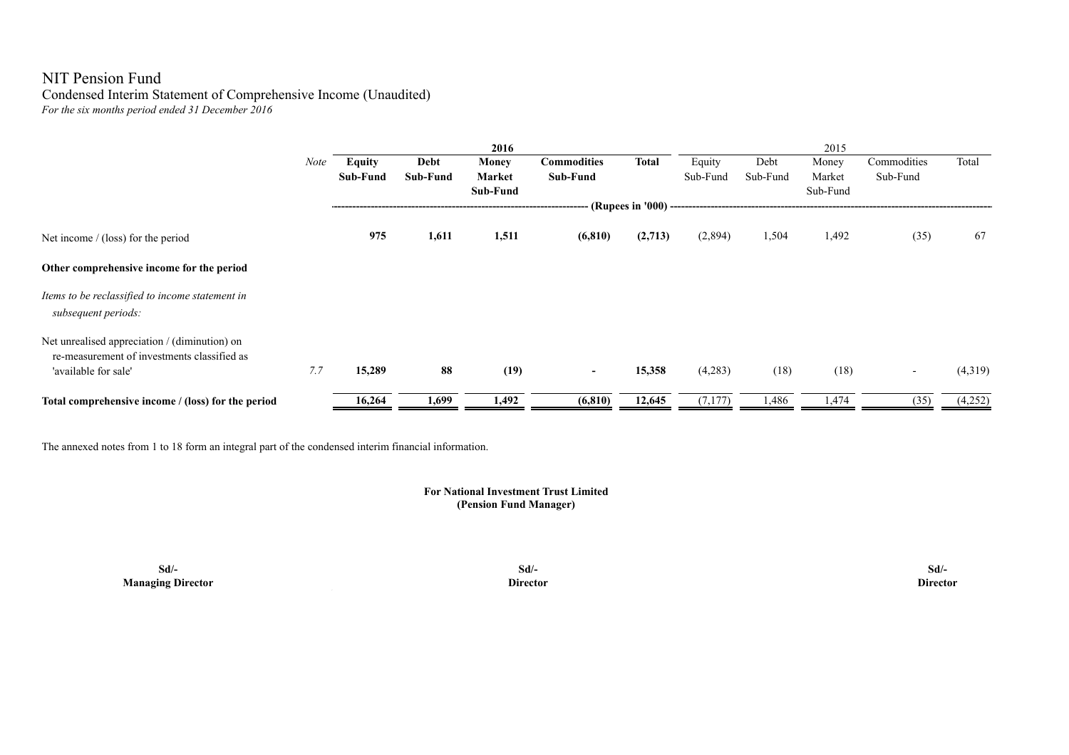# NIT Pension Fund

## Condensed Interim Statement of Comprehensive Income (Unaudited)

*For the six months period ended 31 December 2016*

| | Note | 2016 | | | | | 2015 | | | | |
|---|---|---|---|---|---|---|---|---|---|---|---|
| | | **Equity Sub-Fund** | **Debt Sub-Fund** | **Money Market Sub-Fund** | **Commodities Sub-Fund** | **Total** | Equity Sub-Fund | Debt Sub-Fund | Money Market Sub-Fund | Commodities Sub-Fund | Total |
| | | (Rupees in '000) | | | | | | | | | |
| Net income / (loss) for the period | | **975** | **1,611** | **1,511** | **(6,810)** | **(2,713)** | (2,894) | 1,504 | 1,492 | (35) | 67 |
| **Other comprehensive income for the period** | | | | | | | | | | | |
| *Items to be reclassified to income statement in subsequent periods:* | | | | | | | | | | | |
| Net unrealised appreciation / (diminution) on re-measurement of investments classified as 'available for sale' | 7.7 | **15,289** | **88** | **(19)** | **-** | **15,358** | (4,283) | (18) | (18) | - | (4,319) |
| **Total comprehensive income / (loss) for the period** | | **16,264** | **1,699** | **1,492** | **(6,810)** | **12,645** | (7,177) | 1,486 | 1,474 | (35) | (4,252) |

The annexed notes from 1 to 18 form an integral part of the condensed interim financial information.

**For National Investment Trust Limited**
**(Pension Fund Manager)**

| **Sd/-** | **Sd/-** | **Sd/-** |
|---|---|---|
| **Managing Director** | **Director** | **Director** |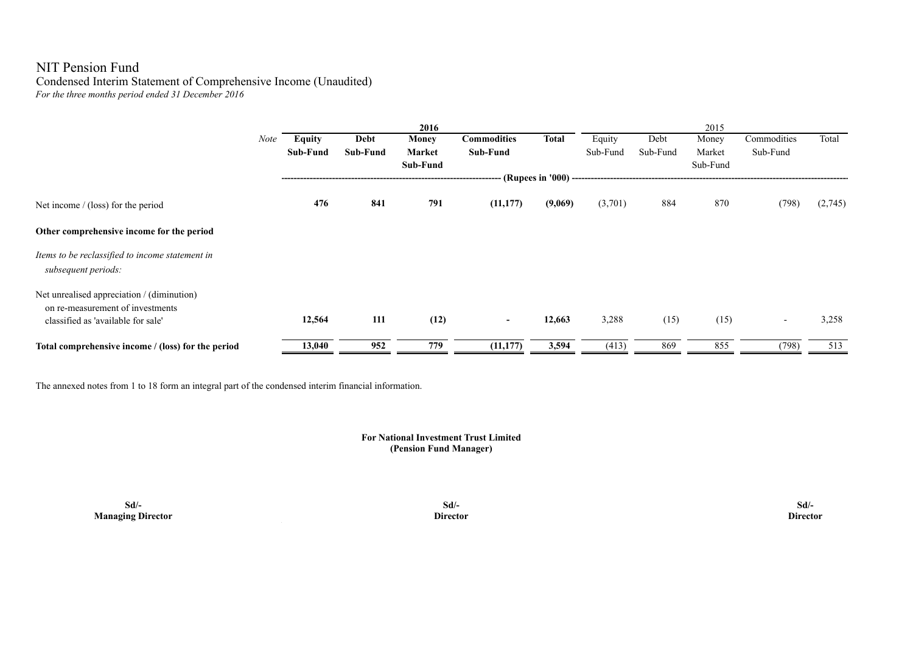# NIT Pension Fund

## Condensed Interim Statement of Comprehensive Income (Unaudited)

*For the three months period ended 31 December 2016*

| | *Note* | **2016** | | | | | 2015 | | | | |
|---|---|---|---|---|---|---|---|---|---|---|---|
| | | **Equity Sub-Fund** | **Debt Sub-Fund** | **Money Market Sub-Fund** | **Commodities Sub-Fund** | **Total** | Equity Sub-Fund | Debt Sub-Fund | Money Market Sub-Fund | Commodities Sub-Fund | Total |
| | | **(Rupees in '000)** | | | | | | | | | |
| Net income / (loss) for the period | | **476** | **841** | **791** | **(11,177)** | **(9,069)** | (3,701) | 884 | 870 | (798) | (2,745) |
| **Other comprehensive income for the period** | | | | | | | | | | | |
| *Items to be reclassified to income statement in subsequent periods:* | | | | | | | | | | | |
| Net unrealised appreciation / (diminution) on re-measurement of investments classified as 'available for sale' | | **12,564** | **111** | **(12)** | **-** | **12,663** | 3,288 | (15) | (15) | - | 3,258 |
| **Total comprehensive income / (loss) for the period** | | **13,040** | **952** | **779** | **(11,177)** | **3,594** | (413) | 869 | 855 | (798) | 513 |

The annexed notes from 1 to 18 form an integral part of the condensed interim financial information.

**For National Investment Trust Limited**
**(Pension Fund Manager)**

| **Sd/-** | **Sd/-** | **Sd/-** |
|---|---|---|
| **Managing Director** | **Director** | **Director** |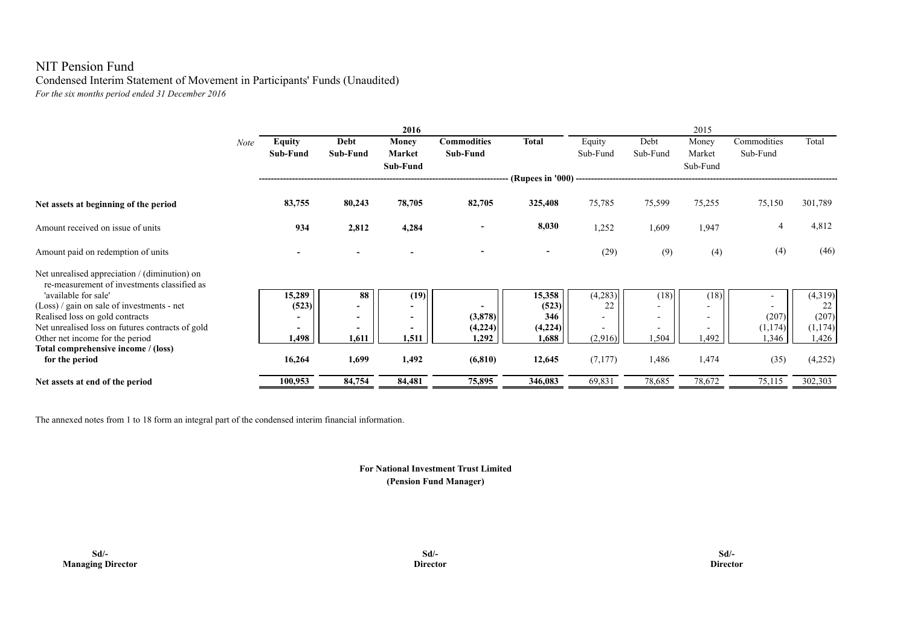# NIT Pension Fund

## Condensed Interim Statement of Movement in Participants' Funds (Unaudited)

*For the six months period ended 31 December 2016*

| | Note | 2016 | | | | | 2015 | | | | |
|---|---|---|---|---|---|---|---|---|---|---|---|
| | | **Equity Sub-Fund** | **Debt Sub-Fund** | **Money Market Sub-Fund** | **Commodities Sub-Fund** | **Total** | Equity Sub-Fund | Debt Sub-Fund | Money Market Sub-Fund | Commodities Sub-Fund | Total |
| | | (Rupees in '000) | | | | | | | | | |
| **Net assets at beginning of the period** | | **83,755** | **80,243** | **78,705** | **82,705** | **325,408** | 75,785 | 75,599 | 75,255 | 75,150 | 301,789 |
| Amount received on issue of units | | **934** | **2,812** | **4,284** | **-** | **8,030** | 1,252 | 1,609 | 1,947 | 4 | 4,812 |
| Amount paid on redemption of units | | **-** | **-** | **-** | **-** | **-** | (29) | (9) | (4) | (4) | (46) |
| Net unrealised appreciation / (diminution) on re-measurement of investments classified as 'available for sale' | | **15,289** | **88** | **(19)** | | **15,358** | (4,283) | (18) | (18) | - | (4,319) |
| (Loss) / gain on sale of investments - net | | **(523)** | **-** | **-** | **-** | **(523)** | 22 | - | - | - | 22 |
| Realised loss on gold contracts | | **-** | **-** | **-** | **(3,878)** | **346** | - | - | - | (207) | (207) |
| Net unrealised loss on futures contracts of gold | | **-** | **-** | **-** | **(4,224)** | **(4,224)** | - | - | - | (1,174) | (1,174) |
| Other net income for the period | | **1,498** | **1,611** | **1,511** | **1,292** | **1,688** | (2,916) | 1,504 | 1,492 | 1,346 | 1,426 |
| **Total comprehensive income / (loss) for the period** | | **16,264** | **1,699** | **1,492** | **(6,810)** | **12,645** | (7,177) | 1,486 | 1,474 | (35) | (4,252) |
| **Net assets at end of the period** | | **100,953** | **84,754** | **84,481** | **75,895** | **346,083** | 69,831 | 78,685 | 78,672 | 75,115 | 302,303 |

The annexed notes from 1 to 18 form an integral part of the condensed interim financial information.

**For National Investment Trust Limited**
**(Pension Fund Manager)**

| **Sd/-** | **Sd/-** | **Sd/-** |
|---|---|---|
| **Managing Director** | **Director** | **Director** |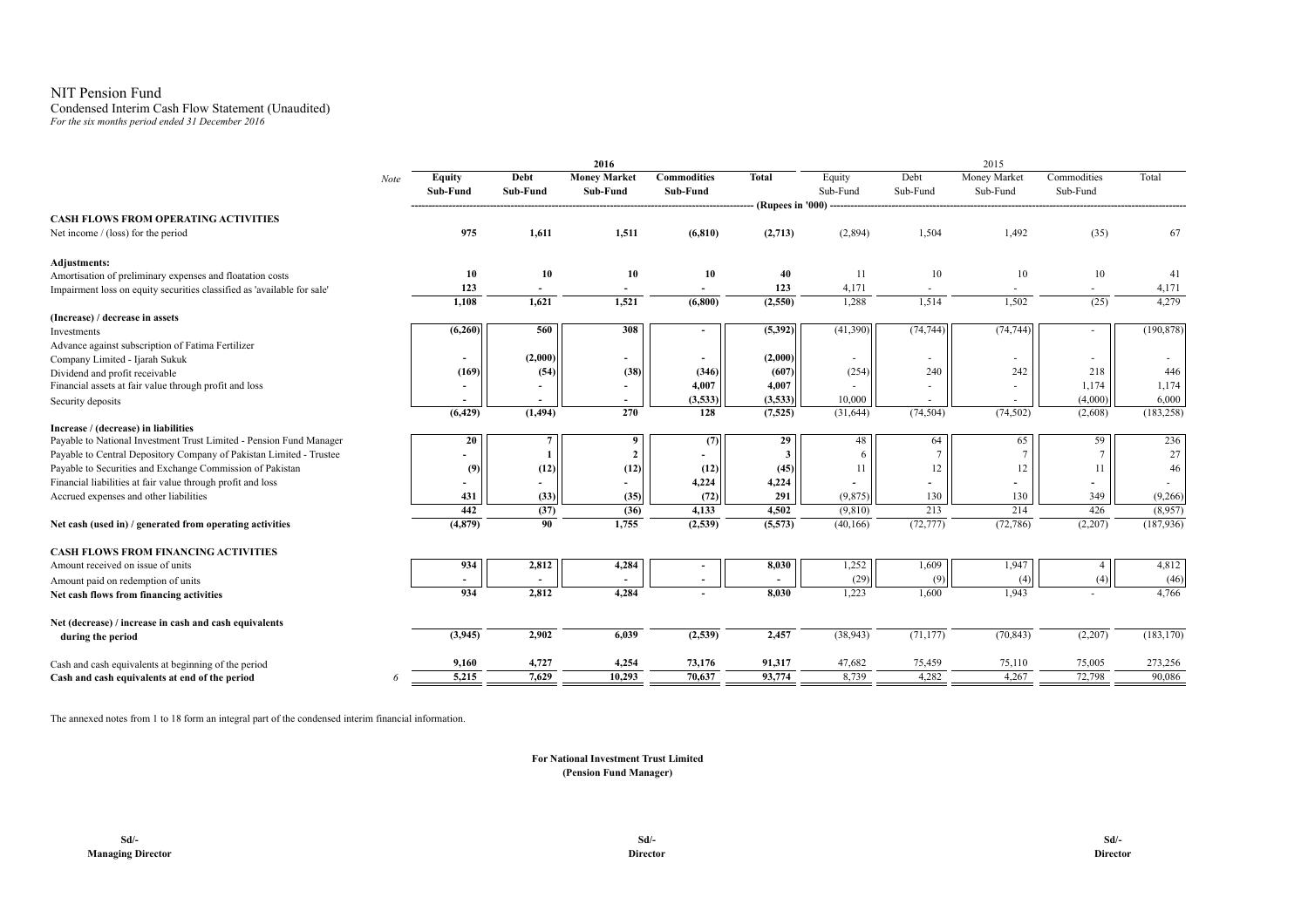# NIT Pension Fund

## Condensed Interim Cash Flow Statement (Unaudited)

*For the six months period ended 31 December 2016*

| | Note | 2016 | | | | | 2015 | | | | |
|---|---|---|---|---|---|---|---|---|---|---|---|
| | | Equity Sub-Fund | Debt Sub-Fund | Money Market Sub-Fund | Commodities Sub-Fund | Total | Equity Sub-Fund | Debt Sub-Fund | Money Market Sub-Fund | Commodities Sub-Fund | Total |
| | | (Rupees in '000) | | | | | | | | | |
| **CASH FLOWS FROM OPERATING ACTIVITIES** | | | | | | | | | | | |
| Net income / (loss) for the period | | 975 | 1,611 | 1,511 | (6,810) | (2,713) | (2,894) | 1,504 | 1,492 | (35) | 67 |
| **Adjustments:** | | | | | | | | | | | |
| Amortisation of preliminary expenses and floatation costs | | 10 | 10 | 10 | 10 | 40 | 11 | 10 | 10 | 10 | 41 |
| Impairment loss on equity securities classified as 'available for sale' | | 123 | - | - | - | 123 | 4,171 | - | - | - | 4,171 |
| | | 1,108 | 1,621 | 1,521 | (6,800) | (2,550) | 1,288 | 1,514 | 1,502 | (25) | 4,279 |
| **(Increase) / decrease in assets** | | | | | | | | | | | |
| Investments | | (6,260) | 560 | 308 | - | (5,392) | (41,390) | (74,744) | (74,744) | - | (190,878) |
| Advance against subscription of Fatima Fertilizer Company Limited - Ijarah Sukuk | | - | (2,000) | - | - | (2,000) | - | - | - | - | - |
| Dividend and profit receivable | | (169) | (54) | (38) | (346) | (607) | (254) | 240 | 242 | 218 | 446 |
| Financial assets at fair value through profit and loss | | - | - | - | 4,007 | 4,007 | - | - | - | 1,174 | 1,174 |
| Security deposits | | - | - | - | (3,533) | (3,533) | 10,000 | - | - | (4,000) | 6,000 |
| | | (6,429) | (1,494) | 270 | 128 | (7,525) | (31,644) | (74,504) | (74,502) | (2,608) | (183,258) |
| **Increase / (decrease) in liabilities** | | | | | | | | | | | |
| Payable to National Investment Trust Limited - Pension Fund Manager | | 20 | 7 | 9 | (7) | 29 | 48 | 64 | 65 | 59 | 236 |
| Payable to Central Depository Company of Pakistan Limited - Trustee | | - | 1 | 2 | - | 3 | 6 | 7 | 7 | 7 | 27 |
| Payable to Securities and Exchange Commission of Pakistan | | (9) | (12) | (12) | (12) | (45) | 11 | 12 | 12 | 11 | 46 |
| Financial liabilities at fair value through profit and loss | | - | - | - | 4,224 | 4,224 | - | - | - | - | - |
| Accrued expenses and other liabilities | | 431 | (33) | (35) | (72) | 291 | (9,875) | 130 | 130 | 349 | (9,266) |
| | | 442 | (37) | (36) | 4,133 | 4,502 | (9,810) | 213 | 214 | 426 | (8,957) |
| **Net cash (used in) / generated from operating activities** | | (4,879) | 90 | 1,755 | (2,539) | (5,573) | (40,166) | (72,777) | (72,786) | (2,207) | (187,936) |
| **CASH FLOWS FROM FINANCING ACTIVITIES** | | | | | | | | | | | |
| Amount received on issue of units | | 934 | 2,812 | 4,284 | - | 8,030 | 1,252 | 1,609 | 1,947 | 4 | 4,812 |
| Amount paid on redemption of units | | - | - | - | - | - | (29) | (9) | (4) | (4) | (46) |
| **Net cash flows from financing activities** | | 934 | 2,812 | 4,284 | - | 8,030 | 1,223 | 1,600 | 1,943 | - | 4,766 |
| **Net (decrease) / increase in cash and cash equivalents during the period** | | (3,945) | 2,902 | 6,039 | (2,539) | 2,457 | (38,943) | (71,177) | (70,843) | (2,207) | (183,170) |
| Cash and cash equivalents at beginning of the period | | 9,160 | 4,727 | 4,254 | 73,176 | 91,317 | 47,682 | 75,459 | 75,110 | 75,005 | 273,256 |
| **Cash and cash equivalents at end of the period** | 6 | 5,215 | 7,629 | 10,293 | 70,637 | 93,774 | 8,739 | 4,282 | 4,267 | 72,798 | 90,086 |

The annexed notes from 1 to 18 form an integral part of the condensed interim financial information.

**For National Investment Trust Limited**
**(Pension Fund Manager)**

| Sd/- | Sd/- | Sd/- |
|---|---|---|
| **Managing Director** | **Director** | **Director** |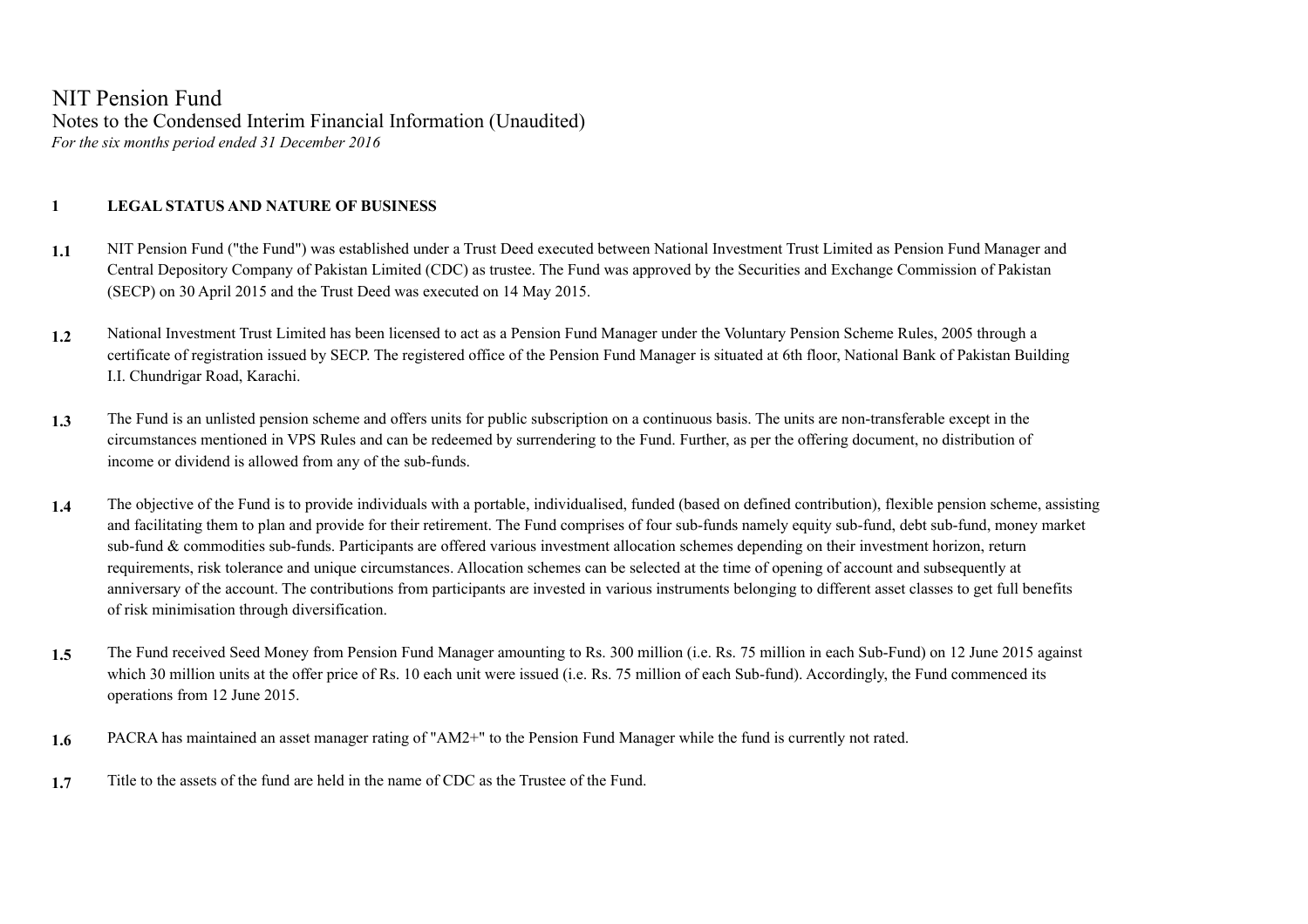# NIT Pension Fund

## Notes to the Condensed Interim Financial Information (Unaudited)

*For the six months period ended 31 December 2016*

### 1 LEGAL STATUS AND NATURE OF BUSINESS

**1.1** NIT Pension Fund ("the Fund") was established under a Trust Deed executed between National Investment Trust Limited as Pension Fund Manager and Central Depository Company of Pakistan Limited (CDC) as trustee. The Fund was approved by the Securities and Exchange Commission of Pakistan (SECP) on 30 April 2015 and the Trust Deed was executed on 14 May 2015.

**1.2** National Investment Trust Limited has been licensed to act as a Pension Fund Manager under the Voluntary Pension Scheme Rules, 2005 through a certificate of registration issued by SECP. The registered office of the Pension Fund Manager is situated at 6th floor, National Bank of Pakistan Building I.I. Chundrigar Road, Karachi.

**1.3** The Fund is an unlisted pension scheme and offers units for public subscription on a continuous basis. The units are non-transferable except in the circumstances mentioned in VPS Rules and can be redeemed by surrendering to the Fund. Further, as per the offering document, no distribution of income or dividend is allowed from any of the sub-funds.

**1.4** The objective of the Fund is to provide individuals with a portable, individualised, funded (based on defined contribution), flexible pension scheme, assisting and facilitating them to plan and provide for their retirement. The Fund comprises of four sub-funds namely equity sub-fund, debt sub-fund, money market sub-fund & commodities sub-funds. Participants are offered various investment allocation schemes depending on their investment horizon, return requirements, risk tolerance and unique circumstances. Allocation schemes can be selected at the time of opening of account and subsequently at anniversary of the account. The contributions from participants are invested in various instruments belonging to different asset classes to get full benefits of risk minimisation through diversification.

**1.5** The Fund received Seed Money from Pension Fund Manager amounting to Rs. 300 million (i.e. Rs. 75 million in each Sub-Fund) on 12 June 2015 against which 30 million units at the offer price of Rs. 10 each unit were issued (i.e. Rs. 75 million of each Sub-fund). Accordingly, the Fund commenced its operations from 12 June 2015.

**1.6** PACRA has maintained an asset manager rating of "AM2+" to the Pension Fund Manager while the fund is currently not rated.

**1.7** Title to the assets of the fund are held in the name of CDC as the Trustee of the Fund.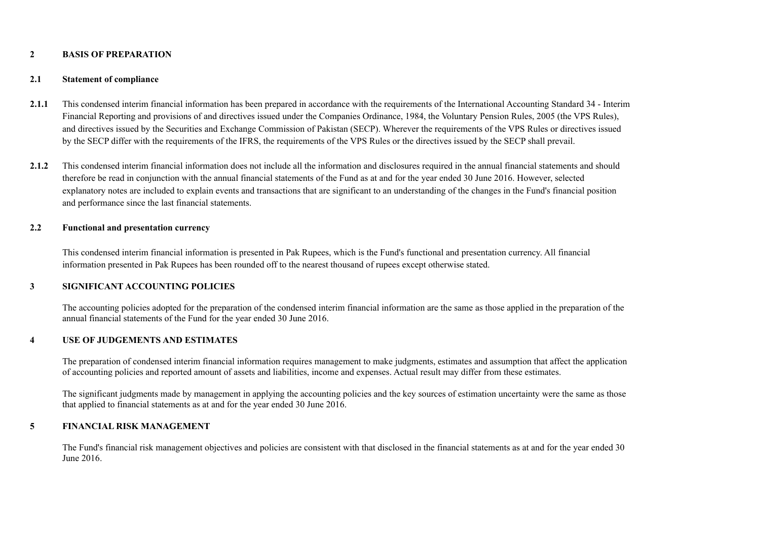## 2 BASIS OF PREPARATION

### 2.1 Statement of compliance

**2.1.1** This condensed interim financial information has been prepared in accordance with the requirements of the International Accounting Standard 34 - Interim Financial Reporting and provisions of and directives issued under the Companies Ordinance, 1984, the Voluntary Pension Rules, 2005 (the VPS Rules), and directives issued by the Securities and Exchange Commission of Pakistan (SECP). Wherever the requirements of the VPS Rules or directives issued by the SECP differ with the requirements of the IFRS, the requirements of the VPS Rules or the directives issued by the SECP shall prevail.

**2.1.2** This condensed interim financial information does not include all the information and disclosures required in the annual financial statements and should therefore be read in conjunction with the annual financial statements of the Fund as at and for the year ended 30 June 2016. However, selected explanatory notes are included to explain events and transactions that are significant to an understanding of the changes in the Fund's financial position and performance since the last financial statements.

### 2.2 Functional and presentation currency

This condensed interim financial information is presented in Pak Rupees, which is the Fund's functional and presentation currency. All financial information presented in Pak Rupees has been rounded off to the nearest thousand of rupees except otherwise stated.

## 3 SIGNIFICANT ACCOUNTING POLICIES

The accounting policies adopted for the preparation of the condensed interim financial information are the same as those applied in the preparation of the annual financial statements of the Fund for the year ended 30 June 2016.

## 4 USE OF JUDGEMENTS AND ESTIMATES

The preparation of condensed interim financial information requires management to make judgments, estimates and assumption that affect the application of accounting policies and reported amount of assets and liabilities, income and expenses. Actual result may differ from these estimates.

The significant judgments made by management in applying the accounting policies and the key sources of estimation uncertainty were the same as those that applied to financial statements as at and for the year ended 30 June 2016.

## 5 FINANCIAL RISK MANAGEMENT

The Fund's financial risk management objectives and policies are consistent with that disclosed in the financial statements as at and for the year ended 30 June 2016.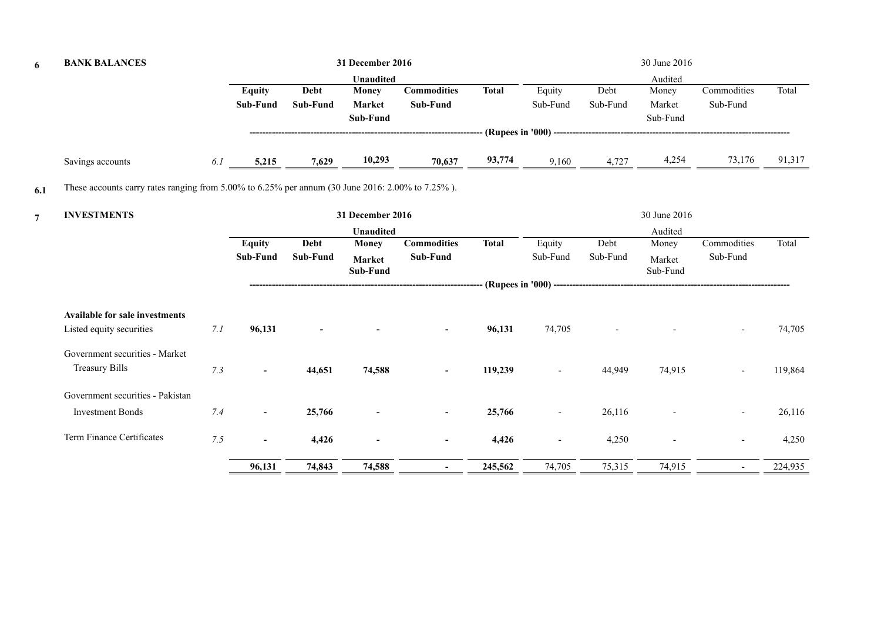## 6 BANK BALANCES

| | | 31 December 2016 | | | | | 30 June 2016 | | | | |
|---|---|---|---|---|---|---|---|---|---|---|---|
| | | Unaudited | | | | | Audited | | | | |
| | | Equity Sub-Fund | Debt Sub-Fund | Money Market Sub-Fund | Commodities Sub-Fund | Total | Equity Sub-Fund | Debt Sub-Fund | Money Market Sub-Fund | Commodities Sub-Fund | Total |
| | | (Rupees in '000) | | | | | | | | | |
| Savings accounts | 6.1 | 5,215 | 7,629 | 10,293 | 70,637 | 93,774 | 9,160 | 4,727 | 4,254 | 73,176 | 91,317 |

**6.1** These accounts carry rates ranging from 5.00% to 6.25% per annum (30 June 2016: 2.00% to 7.25% ).

## 7 INVESTMENTS

| | | 31 December 2016 | | | | | 30 June 2016 | | | | |
|---|---|---|---|---|---|---|---|---|---|---|---|
| | | Unaudited | | | | | Audited | | | | |
| | | Equity Sub-Fund | Debt Sub-Fund | Money Market Sub-Fund | Commodities Sub-Fund | Total | Equity Sub-Fund | Debt Sub-Fund | Money Market Sub-Fund | Commodities Sub-Fund | Total |
| | | (Rupees in '000) | | | | | | | | | |
| **Available for sale investments** | | | | | | | | | | | |
| Listed equity securities | 7.1 | 96,131 | - | - | - | 96,131 | 74,705 | - | - | - | 74,705 |
| Government securities - Market Treasury Bills | 7.3 | - | 44,651 | 74,588 | - | 119,239 | - | 44,949 | 74,915 | - | 119,864 |
| Government securities - Pakistan Investment Bonds | 7.4 | - | 25,766 | - | - | 25,766 | - | 26,116 | - | - | 26,116 |
| Term Finance Certificates | 7.5 | - | 4,426 | - | - | 4,426 | - | 4,250 | - | - | 4,250 |
| | | 96,131 | 74,843 | 74,588 | - | 245,562 | 74,705 | 75,315 | 74,915 | - | 224,935 |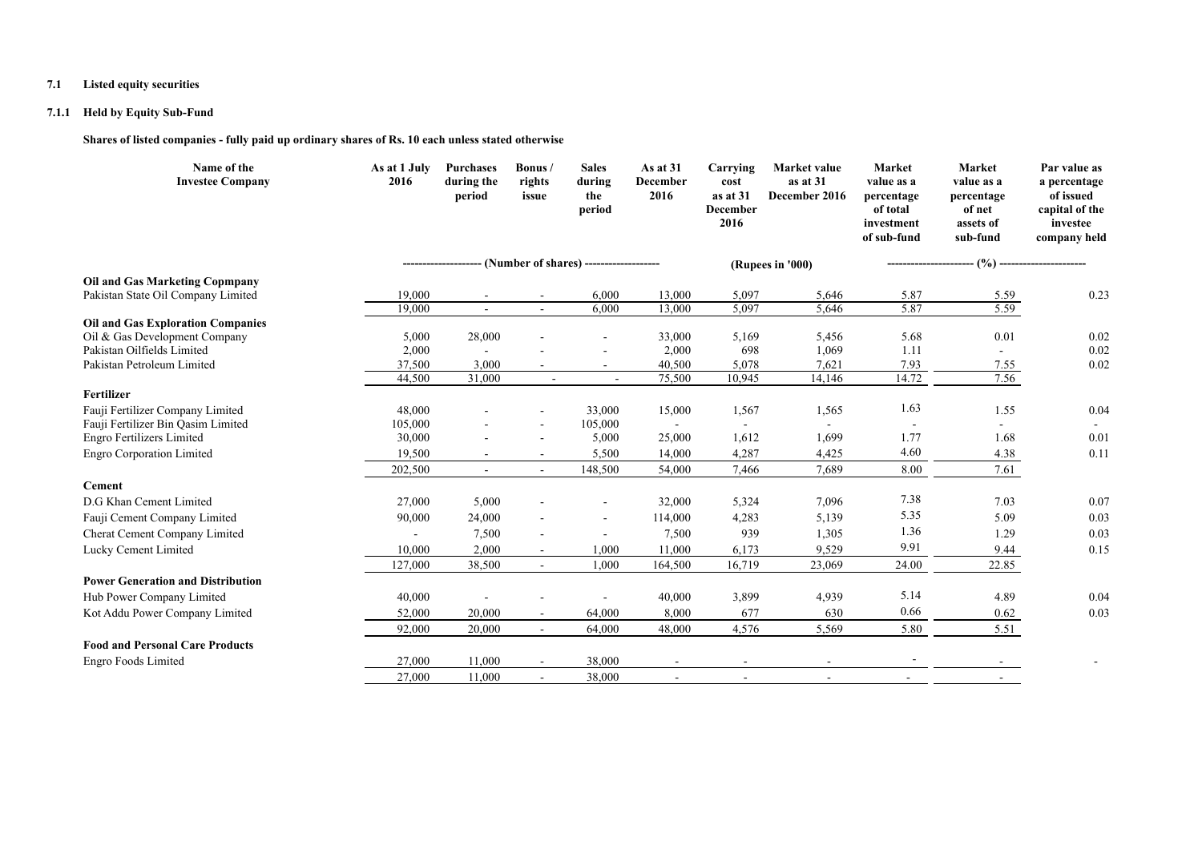## 7.1 Listed equity securities

### 7.1.1 Held by Equity Sub-Fund

**Shares of listed companies - fully paid up ordinary shares of Rs. 10 each unless stated otherwise**

| Name of the Investee Company | As at 1 July 2016 | Purchases during the period | Bonus / rights issue | Sales during the period | As at 31 December 2016 | Carrying cost as at 31 December 2016 | Market value as at 31 December 2016 | Market value as a percentage of total investment of sub-fund | Market value as a percentage of net assets of sub-fund | Par value as a percentage of issued capital of the investee company held |
|---|---|---|---|---|---|---|---|---|---|---|
| | (Number of shares) | | | | | (Rupees in '000) | | (%) | | |
| **Oil and Gas Marketing Copmpany** | | | | | | | | | | |
| Pakistan State Oil Company Limited | 19,000 | - | - | 6,000 | 13,000 | 5,097 | 5,646 | 5.87 | 5.59 | 0.23 |
| | 19,000 | - | - | 6,000 | 13,000 | 5,097 | 5,646 | 5.87 | 5.59 | |
| **Oil and Gas Exploration Companies** | | | | | | | | | | |
| Oil & Gas Development Company | 5,000 | 28,000 | - | - | 33,000 | 5,169 | 5,456 | 5.68 | 0.01 | 0.02 |
| Pakistan Oilfields Limited | 2,000 | - | - | - | 2,000 | 698 | 1,069 | 1.11 | - | 0.02 |
| Pakistan Petroleum Limited | 37,500 | 3,000 | - | - | 40,500 | 5,078 | 7,621 | 7.93 | 7.55 | 0.02 |
| | 44,500 | 31,000 | - | - | 75,500 | 10,945 | 14,146 | 14.72 | 7.56 | |
| **Fertilizer** | | | | | | | | | | |
| Fauji Fertilizer Company Limited | 48,000 | - | - | 33,000 | 15,000 | 1,567 | 1,565 | 1.63 | 1.55 | 0.04 |
| Fauji Fertilizer Bin Qasim Limited | 105,000 | - | - | 105,000 | - | - | - | - | - | - |
| Engro Fertilizers Limited | 30,000 | - | - | 5,000 | 25,000 | 1,612 | 1,699 | 1.77 | 1.68 | 0.01 |
| Engro Corporation Limited | 19,500 | - | - | 5,500 | 14,000 | 4,287 | 4,425 | 4.60 | 4.38 | 0.11 |
| | 202,500 | - | - | 148,500 | 54,000 | 7,466 | 7,689 | 8.00 | 7.61 | |
| **Cement** | | | | | | | | | | |
| D.G Khan Cement Limited | 27,000 | 5,000 | - | - | 32,000 | 5,324 | 7,096 | 7.38 | 7.03 | 0.07 |
| Fauji Cement Company Limited | 90,000 | 24,000 | - | - | 114,000 | 4,283 | 5,139 | 5.35 | 5.09 | 0.03 |
| Cherat Cement Company Limited | - | 7,500 | - | - | 7,500 | 939 | 1,305 | 1.36 | 1.29 | 0.03 |
| Lucky Cement Limited | 10,000 | 2,000 | - | 1,000 | 11,000 | 6,173 | 9,529 | 9.91 | 9.44 | 0.15 |
| | 127,000 | 38,500 | - | 1,000 | 164,500 | 16,719 | 23,069 | 24.00 | 22.85 | |
| **Power Generation and Distribution** | | | | | | | | | | |
| Hub Power Company Limited | 40,000 | - | - | - | 40,000 | 3,899 | 4,939 | 5.14 | 4.89 | 0.04 |
| Kot Addu Power Company Limited | 52,000 | 20,000 | - | 64,000 | 8,000 | 677 | 630 | 0.66 | 0.62 | 0.03 |
| | 92,000 | 20,000 | - | 64,000 | 48,000 | 4,576 | 5,569 | 5.80 | 5.51 | |
| **Food and Personal Care Products** | | | | | | | | | | |
| Engro Foods Limited | 27,000 | 11,000 | - | 38,000 | - | - | - | - | - | - |
| | 27,000 | 11,000 | - | 38,000 | - | - | - | - | - | |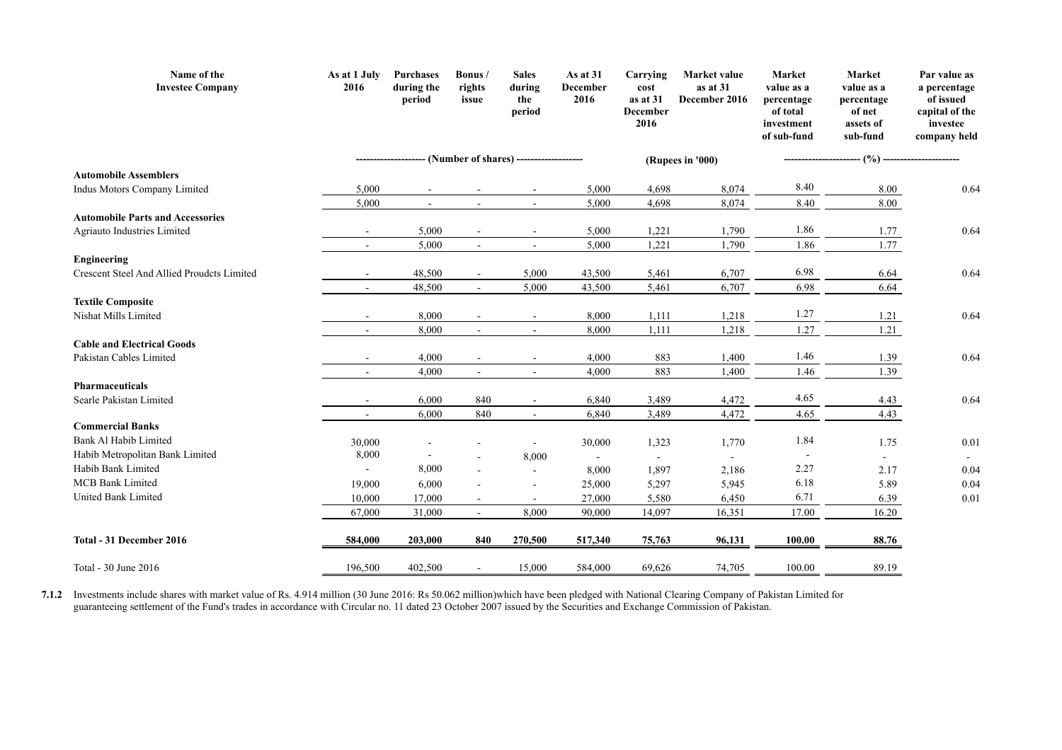| Name of the Investee Company | As at 1 July 2016 | Purchases during the period | Bonus / rights issue | Sales during the period | As at 31 December 2016 | Carrying cost as at 31 December 2016 | Market value as at 31 December 2016 | Market value as a percentage of total investment of sub-fund | Market value as a percentage of net assets of sub-fund | Par value as a percentage of issued capital of the investee company held |
|---|---|---|---|---|---|---|---|---|---|---|
| | (Number of shares) | | | | | (Rupees in '000) | | (%) | | |
| **Automobile Assemblers** | | | | | | | | | | |
| Indus Motors Company Limited | 5,000 | - | - | - | 5,000 | 4,698 | 8,074 | 8.40 | 8.00 | 0.64 |
| | 5,000 | - | - | - | 5,000 | 4,698 | 8,074 | 8.40 | 8.00 | |
| **Automobile Parts and Accessories** | | | | | | | | | | |
| Agriauto Industries Limited | - | 5,000 | - | - | 5,000 | 1,221 | 1,790 | 1.86 | 1.77 | 0.64 |
| | - | 5,000 | - | - | 5,000 | 1,221 | 1,790 | 1.86 | 1.77 | |
| **Engineering** | | | | | | | | | | |
| Crescent Steel And Allied Proudcts Limited | - | 48,500 | - | 5,000 | 43,500 | 5,461 | 6,707 | 6.98 | 6.64 | 0.64 |
| | - | 48,500 | - | 5,000 | 43,500 | 5,461 | 6,707 | 6.98 | 6.64 | |
| **Textile Composite** | | | | | | | | | | |
| Nishat Mills Limited | - | 8,000 | - | - | 8,000 | 1,111 | 1,218 | 1.27 | 1.21 | 0.64 |
| | - | 8,000 | - | - | 8,000 | 1,111 | 1,218 | 1.27 | 1.21 | |
| **Cable and Electrical Goods** | | | | | | | | | | |
| Pakistan Cables Limited | - | 4,000 | - | - | 4,000 | 883 | 1,400 | 1.46 | 1.39 | 0.64 |
| | - | 4,000 | - | - | 4,000 | 883 | 1,400 | 1.46 | 1.39 | |
| **Pharmaceuticals** | | | | | | | | | | |
| Searle Pakistan Limited | - | 6,000 | 840 | - | 6,840 | 3,489 | 4,472 | 4.65 | 4.43 | 0.64 |
| | - | 6,000 | 840 | - | 6,840 | 3,489 | 4,472 | 4.65 | 4.43 | |
| **Commercial Banks** | | | | | | | | | | |
| Bank Al Habib Limited | 30,000 | - | - | - | 30,000 | 1,323 | 1,770 | 1.84 | 1.75 | 0.01 |
| Habib Metropolitan Bank Limited | 8,000 | - | - | 8,000 | - | - | - | - | - | - |
| Habib Bank Limited | - | 8,000 | - | - | 8,000 | 1,897 | 2,186 | 2.27 | 2.17 | 0.04 |
| MCB Bank Limited | 19,000 | 6,000 | - | - | 25,000 | 5,297 | 5,945 | 6.18 | 5.89 | 0.04 |
| United Bank Limited | 10,000 | 17,000 | - | - | 27,000 | 5,580 | 6,450 | 6.71 | 6.39 | 0.01 |
| | 67,000 | 31,000 | - | 8,000 | 90,000 | 14,097 | 16,351 | 17.00 | 16.20 | |
| **Total - 31 December 2016** | **584,000** | **203,000** | **840** | **270,500** | **517,340** | **75,763** | **96,131** | **100.00** | **88.76** | |
| Total - 30 June 2016 | 196,500 | 402,500 | - | 15,000 | 584,000 | 69,626 | 74,705 | 100.00 | 89.19 | |

**7.1.2** Investments include shares with market value of Rs. 4.914 million (30 June 2016: Rs 50.062 million)which have been pledged with National Clearing Company of Pakistan Limited for guaranteeing settlement of the Fund's trades in accordance with Circular no. 11 dated 23 October 2007 issued by the Securities and Exchange Commission of Pakistan.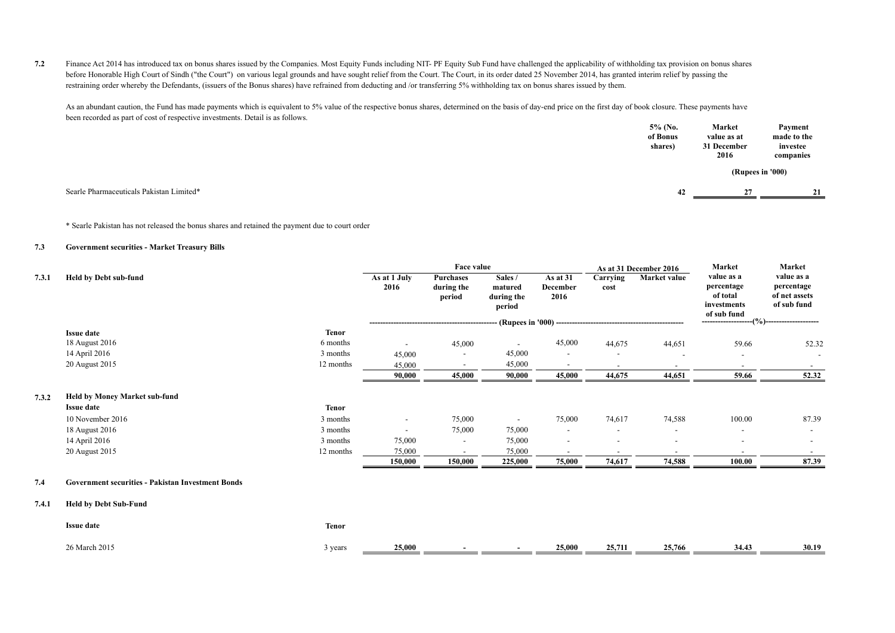**7.2** Finance Act 2014 has introduced tax on bonus shares issued by the Companies. Most Equity Funds including NIT- PF Equity Sub Fund have challenged the applicability of withholding tax provision on bonus shares before Honorable High Court of Sindh ("the Court") on various legal grounds and have sought relief from the Court. The Court, in its order dated 25 November 2014, has granted interim relief by passing the restraining order whereby the Defendants, (issuers of the Bonus shares) have refrained from deducting and /or transferring 5% withholding tax on bonus shares issued by them.

As an abundant caution, the Fund has made payments which is equivalent to 5% value of the respective bonus shares, determined on the basis of day-end price on the first day of book closure. These payments have been recorded as part of cost of respective investments. Detail is as follows.

| | 5% (No. of Bonus shares) | Market value as at 31 December 2016 | Payment made to the investee companies |
|---|---|---|---|
| | | (Rupees in '000) | |
| Searle Pharmaceuticals Pakistan Limited* | **42** | **27** | **21** |

\* Searle Pakistan has not released the bonus shares and retained the payment due to court order

**7.3 Government securities - Market Treasury Bills**

**7.3.1 Held by Debt sub-fund**

| Issue date | Tenor | Face value: As at 1 July 2016 | Face value: Purchases during the period | Face value: Sales / matured during the period | Face value: As at 31 December 2016 | As at 31 December 2016: Carrying cost | As at 31 December 2016: Market value | Market value as a percentage of total investments of sub fund | Market value as a percentage of net assets of sub fund |
|---|---|---|---|---|---|---|---|---|---|
| | | (Rupees in '000) | | | | | | (%) | |
| 18 August 2016 | 6 months | - | 45,000 | - | 45,000 | 44,675 | 44,651 | 59.66 | 52.32 |
| 14 April 2016 | 3 months | 45,000 | - | 45,000 | - | - | - | - | - |
| 20 August 2015 | 12 months | 45,000 | - | 45,000 | - | - | - | - | - |
| | | **90,000** | **45,000** | **90,000** | **45,000** | **44,675** | **44,651** | **59.66** | **52.32** |

**7.3.2 Held by Money Market sub-fund**

| Issue date | Tenor | Face value: As at 1 July 2016 | Face value: Purchases during the period | Face value: Sales / matured during the period | Face value: As at 31 December 2016 | As at 31 December 2016: Carrying cost | As at 31 December 2016: Market value | Market value as a percentage of total investments of sub fund | Market value as a percentage of net assets of sub fund |
|---|---|---|---|---|---|---|---|---|---|
| 10 November 2016 | 3 months | - | 75,000 | - | 75,000 | 74,617 | 74,588 | 100.00 | 87.39 |
| 18 August 2016 | 3 months | - | 75,000 | 75,000 | - | - | - | - | - |
| 14 April 2016 | 3 months | 75,000 | - | 75,000 | - | - | - | - | - |
| 20 August 2015 | 12 months | 75,000 | - | 75,000 | - | - | - | - | - |
| | | **150,000** | **150,000** | **225,000** | **75,000** | **74,617** | **74,588** | **100.00** | **87.39** |

**7.4 Government securities - Pakistan Investment Bonds**

**7.4.1 Held by Debt Sub-Fund**

| Issue date | Tenor | Face value: As at 1 July 2016 | Face value: Purchases during the period | Face value: Sales / matured during the period | Face value: As at 31 December 2016 | As at 31 December 2016: Carrying cost | As at 31 December 2016: Market value | Market value as a percentage of total investments of sub fund | Market value as a percentage of net assets of sub fund |
|---|---|---|---|---|---|---|---|---|---|
| 26 March 2015 | 3 years | **25,000** | **-** | **-** | **25,000** | **25,711** | **25,766** | **34.43** | **30.19** |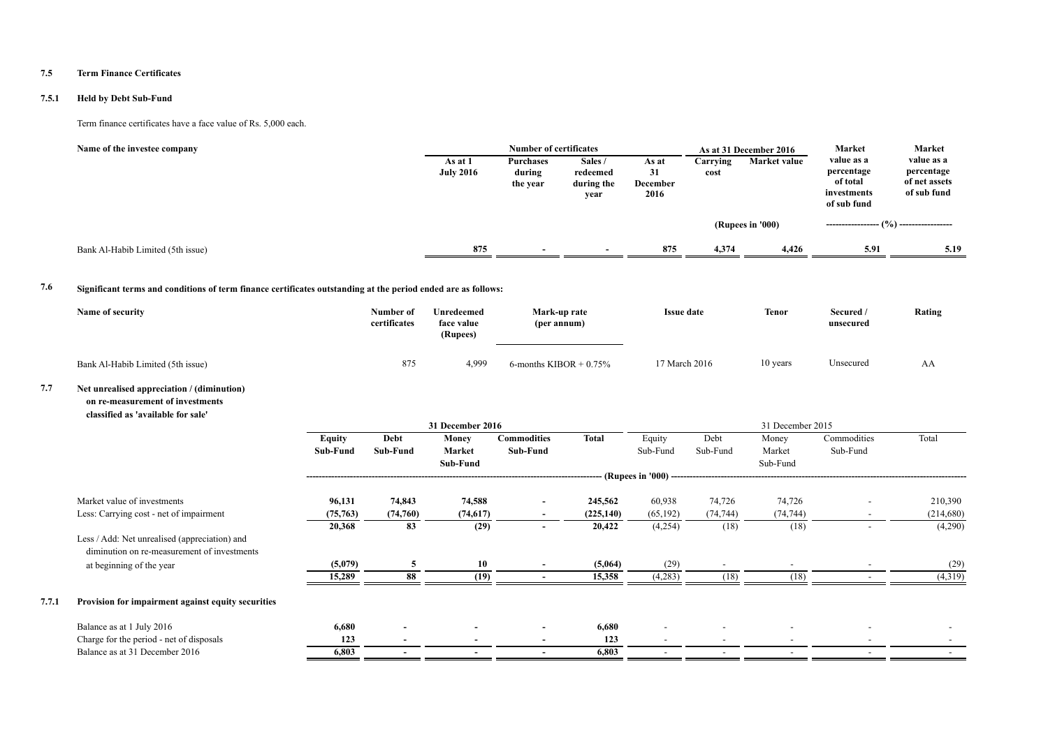### 7.5 Term Finance Certificates

#### 7.5.1 Held by Debt Sub-Fund

Term finance certificates have a face value of Rs. 5,000 each.

| Name of the investee company | Number of certificates | | | | As at 31 December 2016 | | Market value as a percentage of total investments of sub fund | Market value as a percentage of net assets of sub fund |
|---|---|---|---|---|---|---|---|---|
| | As at 1 July 2016 | Purchases during the year | Sales / redeemed during the year | As at 31 December 2016 | Carrying cost | Market value | | |
| | | | | | (Rupees in '000) | | ---------------- (%) ---------------- | |
| Bank Al-Habib Limited (5th issue) | 875 | - | - | 875 | 4,374 | 4,426 | 5.91 | 5.19 |

### 7.6 Significant terms and conditions of term finance certificates outstanding at the period ended are as follows:

| Name of security | Number of certificates | Unredeemed face value (Rupees) | Mark-up rate (per annum) | Issue date | Tenor | Secured / unsecured | Rating |
|---|---|---|---|---|---|---|---|
| Bank Al-Habib Limited (5th issue) | 875 | 4,999 | 6-months KIBOR + 0.75% | 17 March 2016 | 10 years | Unsecured | AA |

### 7.7 Net unrealised appreciation / (diminution) on re-measurement of investments classified as 'available for sale'

| | 31 December 2016 | | | | | 31 December 2015 | | | | |
|---|---|---|---|---|---|---|---|---|---|---|
| | Equity Sub-Fund | Debt Sub-Fund | Money Market Sub-Fund | Commodities Sub-Fund | Total | Equity Sub-Fund | Debt Sub-Fund | Money Market Sub-Fund | Commodities Sub-Fund | Total |
| | (Rupees in '000) | | | | | | | | | |
| Market value of investments | 96,131 | 74,843 | 74,588 | - | 245,562 | 60,938 | 74,726 | 74,726 | - | 210,390 |
| Less: Carrying cost - net of impairment | (75,763) | (74,760) | (74,617) | - | (225,140) | (65,192) | (74,744) | (74,744) | - | (214,680) |
| | 20,368 | 83 | (29) | - | 20,422 | (4,254) | (18) | (18) | - | (4,290) |
| Less / Add: Net unrealised (appreciation) and diminution on re-measurement of investments at beginning of the year | (5,079) | 5 | 10 | - | (5,064) | (29) | - | - | - | (29) |
| | 15,289 | 88 | (19) | - | 15,358 | (4,283) | (18) | (18) | - | (4,319) |

#### 7.7.1 Provision for impairment against equity securities

| | Equity Sub-Fund | Debt Sub-Fund | Money Market Sub-Fund | Commodities Sub-Fund | Total | Equity Sub-Fund | Debt Sub-Fund | Money Market Sub-Fund | Commodities Sub-Fund | Total |
|---|---|---|---|---|---|---|---|---|---|---|
| Balance as at 1 July 2016 | 6,680 | - | - | - | 6,680 | - | - | - | - | - |
| Charge for the period - net of disposals | 123 | - | - | - | 123 | - | - | - | - | - |
| Balance as at 31 December 2016 | 6,803 | - | - | - | 6,803 | - | - | - | - | - |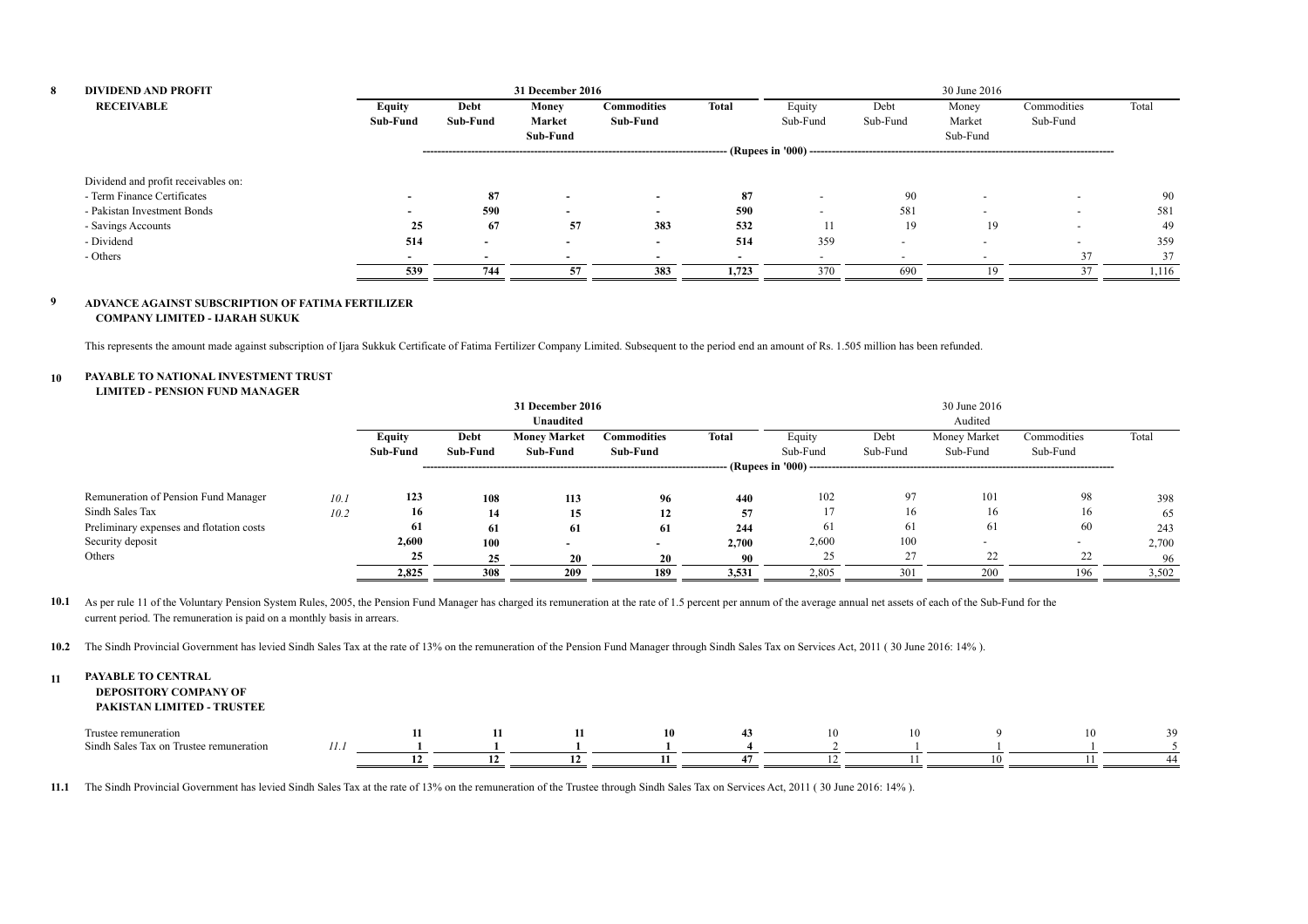## 8 DIVIDEND AND PROFIT RECEIVABLE

| | 31 December 2016 | | | | | 30 June 2016 | | | | |
|---|---|---|---|---|---|---|---|---|---|---|
| | **Equity Sub-Fund** | **Debt Sub-Fund** | **Money Market Sub-Fund** | **Commodities Sub-Fund** | **Total** | Equity Sub-Fund | Debt Sub-Fund | Money Market Sub-Fund | Commodities Sub-Fund | Total |
| | (Rupees in '000) | | | | | | | | | |
| Dividend and profit receivables on: | | | | | | | | | | |
| - Term Finance Certificates | **-** | **87** | **-** | **-** | **87** | - | 90 | - | - | 90 |
| - Pakistan Investment Bonds | **-** | **590** | **-** | **-** | **590** | - | 581 | - | - | 581 |
| - Savings Accounts | **25** | **67** | **57** | **383** | **532** | 11 | 19 | 19 | - | 49 |
| - Dividend | **514** | **-** | **-** | **-** | **514** | 359 | - | - | - | 359 |
| - Others | **-** | **-** | **-** | **-** | **-** | - | - | - | 37 | 37 |
| | **539** | **744** | **57** | **383** | **1,723** | 370 | 690 | 19 | 37 | 1,116 |

## 9 ADVANCE AGAINST SUBSCRIPTION OF FATIMA FERTILIZER COMPANY LIMITED - IJARAH SUKUK

This represents the amount made against subscription of Ijara Sukkuk Certificate of Fatima Fertilizer Company Limited. Subsequent to the period end an amount of Rs. 1.505 million has been refunded.

## 10 PAYABLE TO NATIONAL INVESTMENT TRUST LIMITED - PENSION FUND MANAGER

| | | 31 December 2016 Unaudited | | | | | 30 June 2016 Audited | | | | |
|---|---|---|---|---|---|---|---|---|---|---|---|
| | | **Equity Sub-Fund** | **Debt Sub-Fund** | **Money Market Sub-Fund** | **Commodities Sub-Fund** | **Total** | Equity Sub-Fund | Debt Sub-Fund | Money Market Sub-Fund | Commodities Sub-Fund | Total |
| | | (Rupees in '000) | | | | | | | | | |
| Remuneration of Pension Fund Manager | 10.1 | **123** | **108** | **113** | **96** | **440** | 102 | 97 | 101 | 98 | 398 |
| Sindh Sales Tax | 10.2 | **16** | **14** | **15** | **12** | **57** | 17 | 16 | 16 | 16 | 65 |
| Preliminary expenses and flotation costs | | **61** | **61** | **61** | **61** | **244** | 61 | 61 | 61 | 60 | 243 |
| Security deposit | | **2,600** | **100** | **-** | **-** | **2,700** | 2,600 | 100 | - | - | 2,700 |
| Others | | **25** | **25** | **20** | **20** | **90** | 25 | 27 | 22 | 22 | 96 |
| | | **2,825** | **308** | **209** | **189** | **3,531** | 2,805 | 301 | 200 | 196 | 3,502 |

**10.1** As per rule 11 of the Voluntary Pension System Rules, 2005, the Pension Fund Manager has charged its remuneration at the rate of 1.5 percent per annum of the average annual net assets of each of the Sub-Fund for the current period. The remuneration is paid on a monthly basis in arrears.

**10.2** The Sindh Provincial Government has levied Sindh Sales Tax at the rate of 13% on the remuneration of the Pension Fund Manager through Sindh Sales Tax on Services Act, 2011 ( 30 June 2016: 14% ).

## 11 PAYABLE TO CENTRAL DEPOSITORY COMPANY OF PAKISTAN LIMITED - TRUSTEE

| | | Equity Sub-Fund | Debt Sub-Fund | Money Market Sub-Fund | Commodities Sub-Fund | Total | Equity Sub-Fund | Debt Sub-Fund | Money Market Sub-Fund | Commodities Sub-Fund | Total |
|---|---|---|---|---|---|---|---|---|---|---|---|
| Trustee remuneration | | **11** | **11** | **11** | **10** | **43** | 10 | 10 | 9 | 10 | 39 |
| Sindh Sales Tax on Trustee remuneration | 11.1 | **1** | **1** | **1** | **1** | **4** | 2 | 1 | 1 | 1 | 5 |
| | | **12** | **12** | **12** | **11** | **47** | 12 | 11 | 10 | 11 | 44 |

**11.1** The Sindh Provincial Government has levied Sindh Sales Tax at the rate of 13% on the remuneration of the Trustee through Sindh Sales Tax on Services Act, 2011 ( 30 June 2016: 14% ).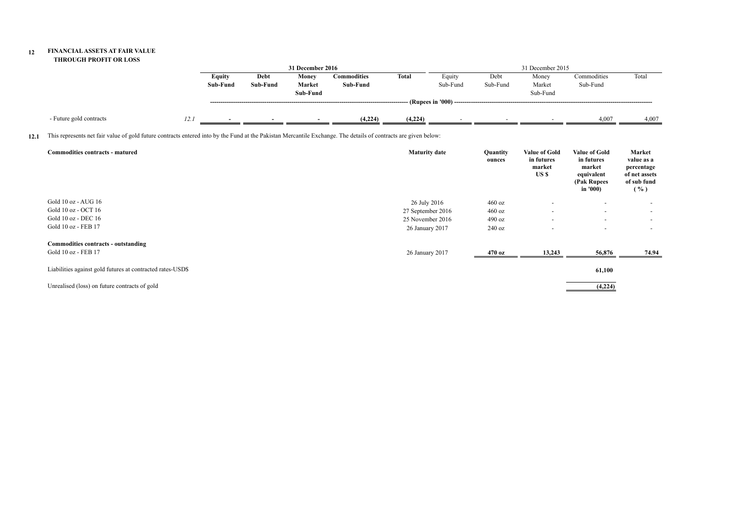## 12 FINANCIAL ASSETS AT FAIR VALUE THROUGH PROFIT OR LOSS

| | | 31 December 2016 | | | | | 31 December 2015 | | | | |
|---|---|---|---|---|---|---|---|---|---|---|---|
| | | **Equity Sub-Fund** | **Debt Sub-Fund** | **Money Market Sub-Fund** | **Commodities Sub-Fund** | **Total** | Equity Sub-Fund | Debt Sub-Fund | Money Market Sub-Fund | Commodities Sub-Fund | Total |
| | | (Rupees in '000) | | | | | | | | | |
| - Future gold contracts | *12.1* | **-** | **-** | **-** | **(4,224)** | **(4,224)** | - | - | - | 4,007 | 4,007 |

**12.1** This represents net fair value of gold future contracts entered into by the Fund at the Pakistan Mercantile Exchange. The details of contracts are given below:

| **Commodities contracts - matured** | **Maturity date** | **Quantity ounces** | **Value of Gold in futures market US $** | **Value of Gold in futures market equivalent (Pak Rupees in '000)** | **Market value as a percentage of net assets of sub fund ( % )** |
|---|---|---|---|---|---|
| Gold 10 oz - AUG 16 | 26 July 2016 | 460 oz | - | - | - |
| Gold 10 oz - OCT 16 | 27 September 2016 | 460 oz | - | - | - |
| Gold 10 oz - DEC 16 | 25 November 2016 | 490 oz | - | - | - |
| Gold 10 oz - FEB 17 | 26 January 2017 | 240 oz | - | - | - |
| **Commodities contracts - outstanding** | | | | | |
| Gold 10 oz - FEB 17 | 26 January 2017 | **470 oz** | **13,243** | **56,876** | **74.94** |
| Liabilities against gold futures at contracted rates-USD$ | | | | **61,100** | |
| Unrealised (loss) on future contracts of gold | | | | **(4,224)** | |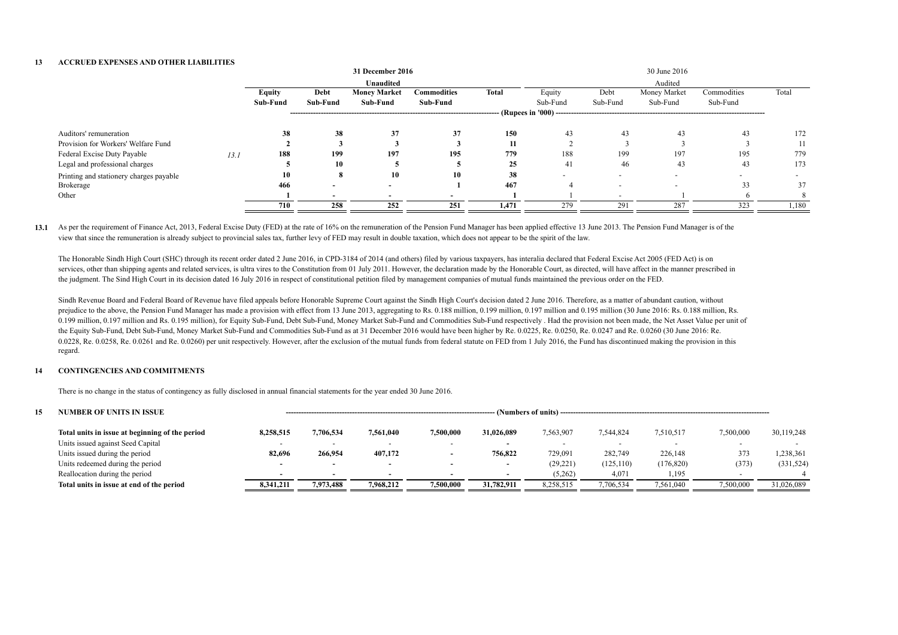## 13 ACCRUED EXPENSES AND OTHER LIABILITIES

| | | 31 December 2016 | | | | | 30 June 2016 | | | | |
|---|---|---|---|---|---|---|---|---|---|---|---|
| | | Unaudited | | | | | Audited | | | | |
| | | Equity Sub-Fund | Debt Sub-Fund | Money Market Sub-Fund | Commodities Sub-Fund | Total | Equity Sub-Fund | Debt Sub-Fund | Money Market Sub-Fund | Commodities Sub-Fund | Total |
| | | (Rupees in '000) | | | | | | | | | |
| Auditors' remuneration | | 38 | 38 | 37 | 37 | 150 | 43 | 43 | 43 | 43 | 172 |
| Provision for Workers' Welfare Fund | | 2 | 3 | 3 | 3 | 11 | 2 | 3 | 3 | 3 | 11 |
| Federal Excise Duty Payable | 13.1 | 188 | 199 | 197 | 195 | 779 | 188 | 199 | 197 | 195 | 779 |
| Legal and professional charges | | 5 | 10 | 5 | 5 | 25 | 41 | 46 | 43 | 43 | 173 |
| Printing and stationery charges payable | | 10 | 8 | 10 | 10 | 38 | - | - | - | - | - |
| Brokerage | | 466 | - | - | 1 | 467 | 4 | - | - | 33 | 37 |
| Other | | 1 | - | - | - | 1 | 1 | - | 1 | 6 | 8 |
| | | 710 | 258 | 252 | 251 | 1,471 | 279 | 291 | 287 | 323 | 1,180 |

**13.1** As per the requirement of Finance Act, 2013, Federal Excise Duty (FED) at the rate of 16% on the remuneration of the Pension Fund Manager has been applied effective 13 June 2013. The Pension Fund Manager is of the view that since the remuneration is already subject to provincial sales tax, further levy of FED may result in double taxation, which does not appear to be the spirit of the law.

The Honorable Sindh High Court (SHC) through its recent order dated 2 June 2016, in CPD-3184 of 2014 (and others) filed by various taxpayers, has interalia declared that Federal Excise Act 2005 (FED Act) is on services, other than shipping agents and related services, is ultra vires to the Constitution from 01 July 2011. However, the declaration made by the Honorable Court, as directed, will have affect in the manner prescribed in the judgment. The Sind High Court in its decision dated 16 July 2016 in respect of constitutional petition filed by management companies of mutual funds maintained the previous order on the FED.

Sindh Revenue Board and Federal Board of Revenue have filed appeals before Honorable Supreme Court against the Sindh High Court's decision dated 2 June 2016. Therefore, as a matter of abundant caution, without prejudice to the above, the Pension Fund Manager has made a provision with effect from 13 June 2013, aggregating to Rs. 0.188 million, 0.199 million, 0.197 million and 0.195 million (30 June 2016: Rs. 0.188 million, Rs. 0.199 million, 0.197 million and Rs. 0.195 million), for Equity Sub-Fund, Debt Sub-Fund, Money Market Sub-Fund and Commodities Sub-Fund respectively . Had the provision not been made, the Net Asset Value per unit of the Equity Sub-Fund, Debt Sub-Fund, Money Market Sub-Fund and Commodities Sub-Fund as at 31 December 2016 would have been higher by Re. 0.0225, Re. 0.0250, Re. 0.0247 and Re. 0.0260 (30 June 2016: Re. 0.0228, Re. 0.0258, Re. 0.0261 and Re. 0.0260) per unit respectively. However, after the exclusion of the mutual funds from federal statute on FED from 1 July 2016, the Fund has discontinued making the provision in this regard.

## 14 CONTINGENCIES AND COMMITMENTS

There is no change in the status of contingency as fully disclosed in annual financial statements for the year ended 30 June 2016.

## 15 NUMBER OF UNITS IN ISSUE

| | (Numbers of units) | | | | | | | | | |
|---|---|---|---|---|---|---|---|---|---|---|
| **Total units in issue at beginning of the period** | **8,258,515** | **7,706,534** | **7,561,040** | **7,500,000** | **31,026,089** | 7,563,907 | 7,544,824 | 7,510,517 | 7,500,000 | 30,119,248 |
| Units issued against Seed Capital | - | - | - | - | - | - | - | - | - | - |
| Units issued during the period | 82,696 | 266,954 | 407,172 | - | 756,822 | 729,091 | 282,749 | 226,148 | 373 | 1,238,361 |
| Units redeemed during the period | - | - | - | - | - | (29,221) | (125,110) | (176,820) | (373) | (331,524) |
| Reallocation during the period | - | - | - | - | - | (5,262) | 4,071 | 1,195 | - | 4 |
| **Total units in issue at end of the period** | **8,341,211** | **7,973,488** | **7,968,212** | **7,500,000** | **31,782,911** | 8,258,515 | 7,706,534 | 7,561,040 | 7,500,000 | 31,026,089 |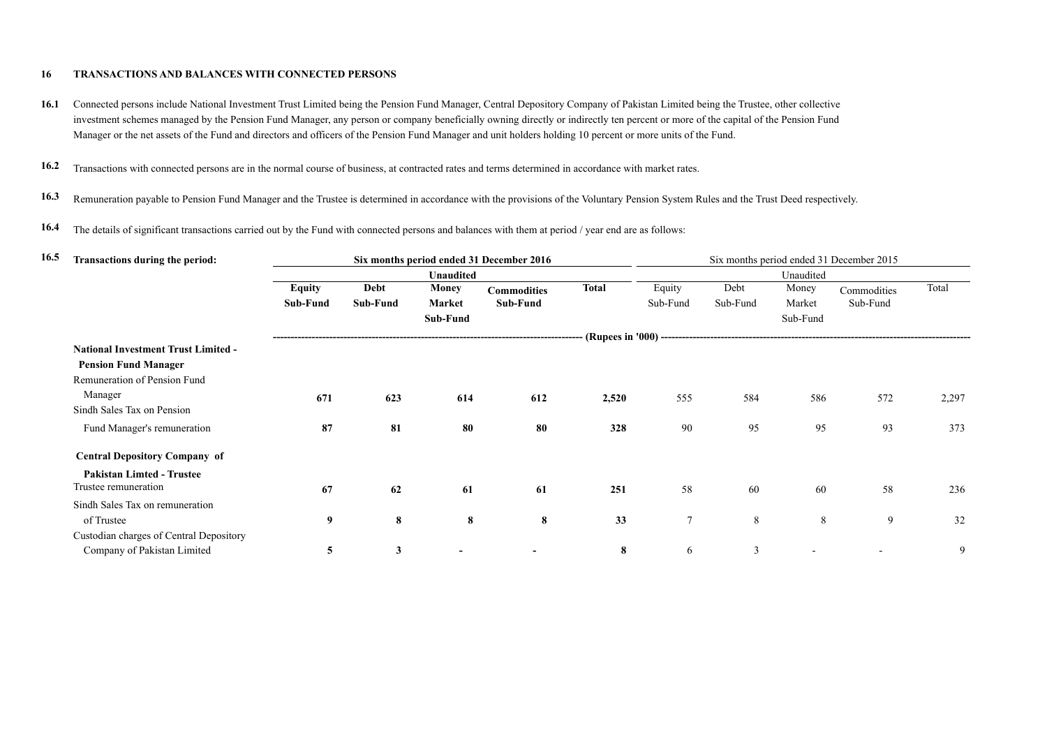## 16 TRANSACTIONS AND BALANCES WITH CONNECTED PERSONS

**16.1** Connected persons include National Investment Trust Limited being the Pension Fund Manager, Central Depository Company of Pakistan Limited being the Trustee, other collective investment schemes managed by the Pension Fund Manager, any person or company beneficially owning directly or indirectly ten percent or more of the capital of the Pension Fund Manager or the net assets of the Fund and directors and officers of the Pension Fund Manager and unit holders holding 10 percent or more units of the Fund.

**16.2** Transactions with connected persons are in the normal course of business, at contracted rates and terms determined in accordance with market rates.

**16.3** Remuneration payable to Pension Fund Manager and the Trustee is determined in accordance with the provisions of the Voluntary Pension System Rules and the Trust Deed respectively.

**16.4** The details of significant transactions carried out by the Fund with connected persons and balances with them at period / year end are as follows:

**16.5 Transactions during the period:**

| | **Six months period ended 31 December 2016** | | | | | Six months period ended 31 December 2015 | | | | |
|---|---|---|---|---|---|---|---|---|---|---|
| | **Unaudited** | | | | | Unaudited | | | | |
| | **Equity Sub-Fund** | **Debt Sub-Fund** | **Money Market Sub-Fund** | **Commodities Sub-Fund** | **Total** | Equity Sub-Fund | Debt Sub-Fund | Money Market Sub-Fund | Commodities Sub-Fund | Total |
| | (Rupees in '000) | | | | | | | | | |
| **National Investment Trust Limited - Pension Fund Manager** | | | | | | | | | | |
| Remuneration of Pension Fund Manager | **671** | **623** | **614** | **612** | **2,520** | 555 | 584 | 586 | 572 | 2,297 |
| Sindh Sales Tax on Pension Fund Manager's remuneration | **87** | **81** | **80** | **80** | **328** | 90 | 95 | 95 | 93 | 373 |
| **Central Depository Company of Pakistan Limted - Trustee** | | | | | | | | | | |
| Trustee remuneration | **67** | **62** | **61** | **61** | **251** | 58 | 60 | 60 | 58 | 236 |
| Sindh Sales Tax on remuneration of Trustee | **9** | **8** | **8** | **8** | **33** | 7 | 8 | 8 | 9 | 32 |
| Custodian charges of Central Depository Company of Pakistan Limited | **5** | **3** | **-** | **-** | **8** | 6 | 3 | - | - | 9 |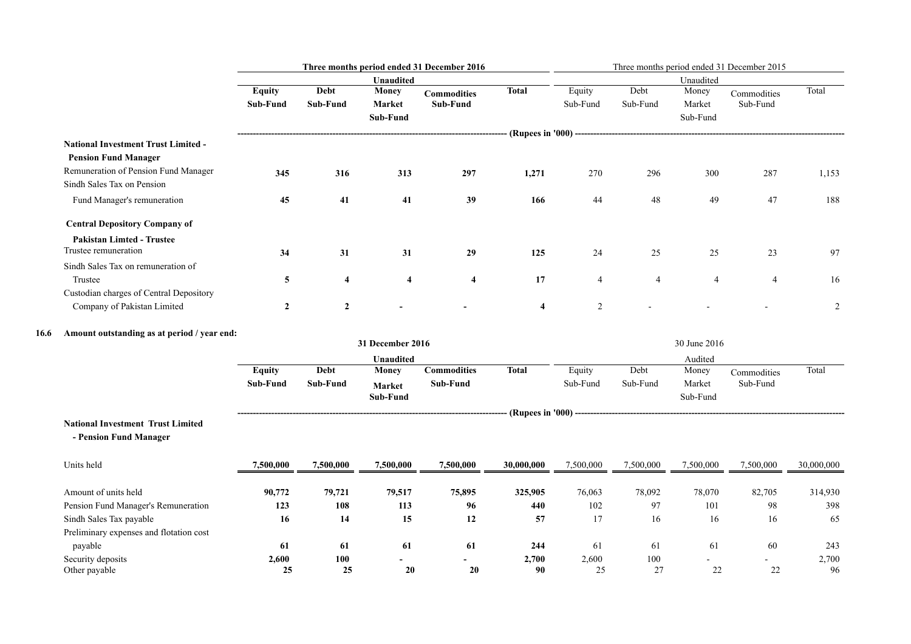| | Three months period ended 31 December 2016 | | | | | Three months period ended 31 December 2015 | | | | |
|---|---|---|---|---|---|---|---|---|---|---|
| | Unaudited | | | | | Unaudited | | | | |
| | **Equity Sub-Fund** | **Debt Sub-Fund** | **Money Market Sub-Fund** | **Commodities Sub-Fund** | **Total** | Equity Sub-Fund | Debt Sub-Fund | Money Market Sub-Fund | Commodities Sub-Fund | Total |
| | (Rupees in '000) | | | | | | | | | |
| **National Investment Trust Limited - Pension Fund Manager** | | | | | | | | | | |
| Remuneration of Pension Fund Manager | **345** | **316** | **313** | **297** | **1,271** | 270 | 296 | 300 | 287 | 1,153 |
| Sindh Sales Tax on Pension Fund Manager's remuneration | **45** | **41** | **41** | **39** | **166** | 44 | 48 | 49 | 47 | 188 |
| **Central Depository Company of Pakistan Limted - Trustee** | | | | | | | | | | |
| Trustee remuneration | **34** | **31** | **31** | **29** | **125** | 24 | 25 | 25 | 23 | 97 |
| Sindh Sales Tax on remuneration of Trustee | **5** | **4** | **4** | **4** | **17** | 4 | 4 | 4 | 4 | 16 |
| Custodian charges of Central Depository Company of Pakistan Limited | **2** | **2** | **-** | **-** | **4** | 2 | - | - | - | 2 |

**16.6 Amount outstanding as at period / year end:**

| | 31 December 2016 | | | | | 30 June 2016 | | | | |
|---|---|---|---|---|---|---|---|---|---|---|
| | Unaudited | | | | | Audited | | | | |
| | **Equity Sub-Fund** | **Debt Sub-Fund** | **Money Market Sub-Fund** | **Commodities Sub-Fund** | **Total** | Equity Sub-Fund | Debt Sub-Fund | Money Market Sub-Fund | Commodities Sub-Fund | Total |
| | (Rupees in '000) | | | | | | | | | |
| **National Investment Trust Limited - Pension Fund Manager** | | | | | | | | | | |
| Units held | **7,500,000** | **7,500,000** | **7,500,000** | **7,500,000** | **30,000,000** | 7,500,000 | 7,500,000 | 7,500,000 | 7,500,000 | 30,000,000 |
| Amount of units held | **90,772** | **79,721** | **79,517** | **75,895** | **325,905** | 76,063 | 78,092 | 78,070 | 82,705 | 314,930 |
| Pension Fund Manager's Remuneration | **123** | **108** | **113** | **96** | **440** | 102 | 97 | 101 | 98 | 398 |
| Sindh Sales Tax payable | **16** | **14** | **15** | **12** | **57** | 17 | 16 | 16 | 16 | 65 |
| Preliminary expenses and flotation cost payable | **61** | **61** | **61** | **61** | **244** | 61 | 61 | 61 | 60 | 243 |
| Security deposits | **2,600** | **100** | **-** | **-** | **2,700** | 2,600 | 100 | - | - | 2,700 |
| Other payable | **25** | **25** | **20** | **20** | **90** | 25 | 27 | 22 | 22 | 96 |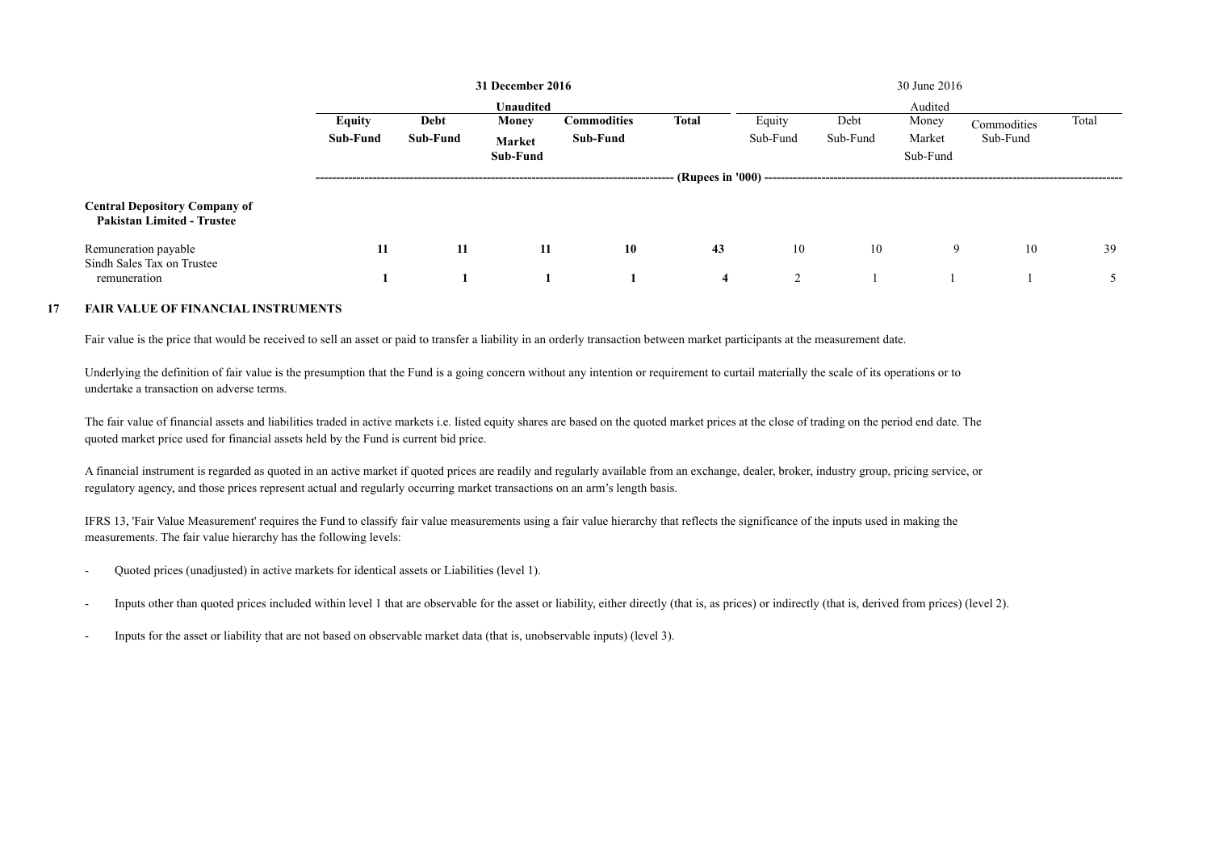| | 31 December 2016 | | | | | 30 June 2016 | | | | |
|---|---|---|---|---|---|---|---|---|---|---|
| | Unaudited | | | | | Audited | | | | |
| | **Equity Sub-Fund** | **Debt Sub-Fund** | **Money Market Sub-Fund** | **Commodities Sub-Fund** | **Total** | Equity Sub-Fund | Debt Sub-Fund | Money Market Sub-Fund | Commodities Sub-Fund | Total |
| | (Rupees in '000) | | | | | | | | | |
| **Central Depository Company of Pakistan Limited - Trustee** | | | | | | | | | | |
| Remuneration payable | **11** | **11** | **11** | **10** | **43** | 10 | 10 | 9 | 10 | 39 |
| Sindh Sales Tax on Trustee remuneration | **1** | **1** | **1** | **1** | **4** | 2 | 1 | 1 | 1 | 5 |

## 17 FAIR VALUE OF FINANCIAL INSTRUMENTS

Fair value is the price that would be received to sell an asset or paid to transfer a liability in an orderly transaction between market participants at the measurement date.

Underlying the definition of fair value is the presumption that the Fund is a going concern without any intention or requirement to curtail materially the scale of its operations or to undertake a transaction on adverse terms.

The fair value of financial assets and liabilities traded in active markets i.e. listed equity shares are based on the quoted market prices at the close of trading on the period end date. The quoted market price used for financial assets held by the Fund is current bid price.

A financial instrument is regarded as quoted in an active market if quoted prices are readily and regularly available from an exchange, dealer, broker, industry group, pricing service, or regulatory agency, and those prices represent actual and regularly occurring market transactions on an arm's length basis.

IFRS 13, 'Fair Value Measurement' requires the Fund to classify fair value measurements using a fair value hierarchy that reflects the significance of the inputs used in making the measurements. The fair value hierarchy has the following levels:

- Quoted prices (unadjusted) in active markets for identical assets or Liabilities (level 1).

- Inputs other than quoted prices included within level 1 that are observable for the asset or liability, either directly (that is, as prices) or indirectly (that is, derived from prices) (level 2).

- Inputs for the asset or liability that are not based on observable market data (that is, unobservable inputs) (level 3).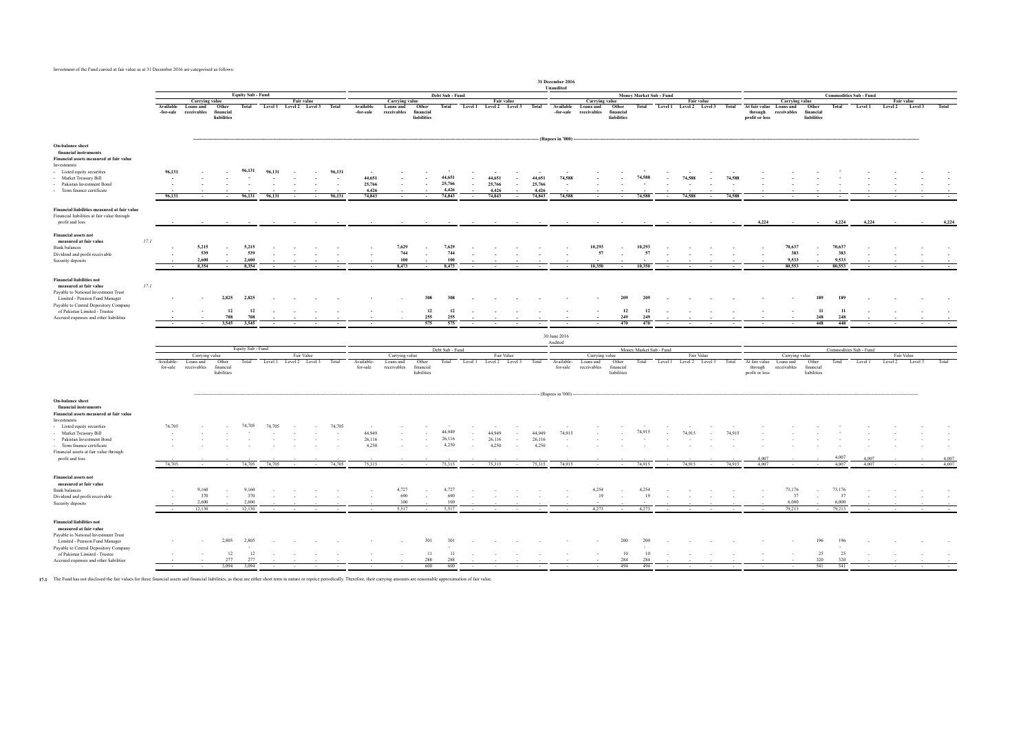Investment of the Fund carried at fair value as at 31 December 2016 are categorised as follows:

**31 December 2016 (Unaudited)**

| | Equity Sub - Fund | | | | | | | | Debt Sub - Fund | | | | | | | | Money Market Sub - Fund | | | | | | | | Commodities Sub - Fund | | | | | | | |
|---|---|---|---|---|---|---|---|---|---|---|---|---|---|---|---|---|---|---|---|---|---|---|---|---|---|---|---|---|---|---|---|---|
| | Carrying value | | | | Fair value | | | | Carrying value | | | | Fair value | | | | Carrying value | | | | Fair value | | | | Carrying value | | | | Fair value | | | |
| | Available -for-sale | Loans and receivables | Other financial liabilities | Total | Level 1 | Level 2 | Level 3 | Total | Available -for-sale | Loans and receivables | Other financial liabilities | Total | Level 1 | Level 2 | Level 3 | Total | Available -for-sale | Loans and receivables | Other financial liabilities | Total | Level 1 | Level 2 | Level 3 | Total | At fair value through profit or loss | Loans and receivables | Other financial liabilities | Total | Level 1 | Level 2 | Level 3 | Total |
| | (Rupees in '000) | | | | | | | | | | | | | | | | | | | | | | | | | | | | | | | |
| **On-balance sheet financial instruments** | | | | | | | | | | | | | | | | | | | | | | | | | | | | | | | | |
| **Financial assets measured at fair value** | | | | | | | | | | | | | | | | | | | | | | | | | | | | | | | | |
| Investments | | | | | | | | | | | | | | | | | | | | | | | | | | | | | | | | |
| - Listed equity securities | 96,131 | - | - | 96,131 | 96,131 | - | - | 96,131 | - | - | - | - | - | - | - | - | - | - | - | - | - | - | - | - | - | - | - | - | - | - | - | - |
| - Market Treasury Bill | - | - | - | - | - | - | - | - | 44,651 | - | - | 44,651 | - | 44,651 | - | 44,651 | 74,588 | - | - | 74,588 | - | 74,588 | - | 74,588 | - | - | - | - | - | - | - | - |
| - Pakistan Investment Bond | - | - | - | - | - | - | - | - | 25,766 | - | - | 25,766 | - | 25,766 | - | 25,766 | - | - | - | - | - | - | - | - | - | - | - | - | - | - | - | - |
| - Term finance certificate | - | - | - | - | - | - | - | - | 4,426 | - | - | 4,426 | - | 4,426 | - | 4,426 | - | - | - | - | - | - | - | - | - | - | - | - | - | - | - | - |
| | 96,131 | - | - | 96,131 | 96,131 | - | - | 96,131 | 74,843 | - | - | 74,843 | - | 74,843 | - | 74,843 | 74,588 | - | - | 74,588 | - | 74,588 | - | 74,588 | - | - | - | - | - | - | - | - |
| **Financial liabilities measured at fair value** | | | | | | | | | | | | | | | | | | | | | | | | | | | | | | | | |
| Financial liabilities at fair value through profit and loss | - | - | - | - | - | - | - | - | - | - | - | - | - | - | - | - | - | - | - | - | - | - | - | - | 4,224 | - | - | 4,224 | 4,224 | - | - | 4,224 |
| **Financial assets not measured at fair value** 17.1 | | | | | | | | | | | | | | | | | | | | | | | | | | | | | | | | |
| Bank balances | - | 5,215 | - | 5,215 | - | - | - | - | - | 7,629 | - | 7,629 | - | - | - | - | - | 10,293 | - | 10,293 | - | - | - | - | - | 70,637 | - | 70,637 | - | - | - | - |
| Dividend and profit receivable | - | 539 | - | 539 | - | - | - | - | - | 744 | - | 744 | - | - | - | - | - | 57 | - | 57 | - | - | - | - | - | 383 | - | 383 | - | - | - | - |
| Security deposits | - | 2,600 | - | 2,600 | - | - | - | - | - | 100 | - | 100 | - | - | - | - | - | - | - | - | - | - | - | - | - | 9,533 | - | 9,533 | - | - | - | - |
| | - | 8,354 | - | 8,354 | - | - | - | - | - | 8,473 | - | 8,473 | - | - | - | - | - | 10,350 | - | 10,350 | - | - | - | - | - | 80,553 | - | 80,553 | - | - | - | - |
| **Financial liabilities not measured at fair value** 17.1 | | | | | | | | | | | | | | | | | | | | | | | | | | | | | | | | |
| Payable to National Investment Trust Limited - Pension Fund Manager | - | - | 2,825 | 2,825 | - | - | - | - | - | - | 308 | 308 | - | - | - | - | - | - | 209 | 209 | - | - | - | - | - | - | 189 | 189 | - | - | - | - |
| Payable to Central Depository Company of Pakistan Limited - Trustee | - | - | 12 | 12 | - | - | - | - | - | - | 12 | 12 | - | - | - | - | - | - | 12 | 12 | - | - | - | - | - | - | 11 | 11 | - | - | - | - |
| Accrued expenses and other liabilities | - | - | 708 | 708 | - | - | - | - | - | - | 255 | 255 | - | - | - | - | - | - | 249 | 249 | - | - | - | - | - | - | 248 | 248 | - | - | - | - |
| | - | - | 3,545 | 3,545 | - | - | - | - | - | - | 575 | 575 | - | - | - | - | - | - | 470 | 470 | - | - | - | - | - | - | 448 | 448 | - | - | - | - |

**30 June 2016 (Audited)**

| | Equity Sub - Fund | | | | | | | | Debt Sub - Fund | | | | | | | | Money Market Sub - Fund | | | | | | | | Commodities Sub - Fund | | | | | | | |
|---|---|---|---|---|---|---|---|---|---|---|---|---|---|---|---|---|---|---|---|---|---|---|---|---|---|---|---|---|---|---|---|---|
| | Carrying value | | | | Fair Value | | | | Carrying value | | | | Fair Value | | | | Carrying value | | | | Fair Value | | | | Carrying value | | | | Fair Value | | | |
| | Available-for-sale | Loans and receivables | Other financial liabilities | Total | Level 1 | Level 2 | Level 3 | Total | Available-for-sale | Loans and receivables | Other financial liabilities | Total | Level 1 | Level 2 | Level 3 | Total | Available-for-sale | Loans and receivables | Other financial liabilities | Total | Level 1 | Level 2 | Level 3 | Total | At fair value through profit or loss | Loans and receivables | Other financial liabilities | Total | Level 1 | Level 2 | Level 3 | Total |
| | (Rupees in '000) | | | | | | | | | | | | | | | | | | | | | | | | | | | | | | | |
| **On-balance sheet financial instruments** | | | | | | | | | | | | | | | | | | | | | | | | | | | | | | | | |
| **Financial assets measured at fair value** | | | | | | | | | | | | | | | | | | | | | | | | | | | | | | | | |
| Investments | | | | | | | | | | | | | | | | | | | | | | | | | | | | | | | | |
| - Listed equity securities | 74,705 | - | - | 74,705 | 74,705 | - | - | 74,705 | - | - | - | - | - | - | - | - | - | - | - | - | - | - | - | - | - | - | - | - | - | - | - | - |
| - Market Treasury Bill | - | - | - | - | - | - | - | - | 44,949 | - | - | 44,949 | - | 44,949 | - | 44,949 | 74,915 | - | - | 74,915 | - | 74,915 | - | 74,915 | - | - | - | - | - | - | - | - |
| - Pakistan Investment Bond | - | - | - | - | - | - | - | - | 26,116 | - | - | 26,116 | - | 26,116 | - | 26,116 | - | - | - | - | - | - | - | - | - | - | - | - | - | - | - | - |
| - Term finance certificate | - | - | - | - | - | - | - | - | 4,250 | - | - | 4,250 | - | 4,250 | - | 4,250 | - | - | - | - | - | - | - | - | - | - | - | - | - | - | - | - |
| Financial assets at fair value through profit and loss | - | - | - | - | - | - | - | - | - | - | - | - | - | - | - | - | - | - | - | - | - | - | - | - | 4,007 | - | - | 4,007 | 4,007 | - | - | 4,007 |
| | 74,705 | - | - | 74,705 | 74,705 | - | - | 74,705 | 75,315 | - | - | 75,315 | - | 75,315 | - | 75,315 | 74,915 | - | - | 74,915 | - | 74,915 | - | 74,915 | 4,007 | - | - | 4,007 | 4,007 | - | - | 4,007 |
| **Financial assets not measured at fair value** | | | | | | | | | | | | | | | | | | | | | | | | | | | | | | | | |
| Bank balances | - | 9,160 | - | 9,160 | - | - | - | - | - | 4,727 | - | 4,727 | - | - | - | - | - | 4,254 | - | 4,254 | - | - | - | - | - | 73,176 | - | 73,176 | - | - | - | - |
| Dividend and profit receivable | - | 370 | - | 370 | - | - | - | - | - | 690 | - | 690 | - | - | - | - | - | 19 | - | 19 | - | - | - | - | - | 37 | - | 37 | - | - | - | - |
| Security deposits | - | 2,600 | - | 2,600 | - | - | - | - | - | 100 | - | 100 | - | - | - | - | - | - | - | - | - | - | - | - | - | 6,000 | - | 6,000 | - | - | - | - |
| | - | 12,130 | - | 12,130 | - | - | - | - | - | 5,517 | - | 5,517 | - | - | - | - | - | 4,273 | - | 4,273 | - | - | - | - | - | 79,213 | - | 79,213 | - | - | - | - |
| **Financial liabilities not measured at fair value** | | | | | | | | | | | | | | | | | | | | | | | | | | | | | | | | |
| Payable to National Investment Trust Limited - Pension Fund Manager | - | - | 2,805 | 2,805 | - | - | - | - | - | - | 301 | 301 | - | - | - | - | - | - | 200 | 200 | - | - | - | - | - | - | 196 | 196 | - | - | - | - |
| Payable to Central Depository Company of Pakistan Limited - Trustee | - | - | 12 | 12 | - | - | - | - | - | - | 11 | 11 | - | - | - | - | - | - | 10 | 10 | - | - | - | - | - | - | 25 | 25 | - | - | - | - |
| Accrued expenses and other liabilities | - | - | 277 | 277 | - | - | - | - | - | - | 288 | 288 | - | - | - | - | - | - | 284 | 284 | - | - | - | - | - | - | 320 | 320 | - | - | - | - |
| | - | - | 3,094 | 3,094 | - | - | - | - | - | - | 600 | 600 | - | - | - | - | - | - | 494 | 494 | - | - | - | - | - | - | 541 | 541 | - | - | - | - |

17.1 The Fund has not disclosed the fair values for these financial assets and financial liabilities, as these are either short term in nature or reprice periodically. Therefore, their carrying amounts are reasonable approximation of fair value.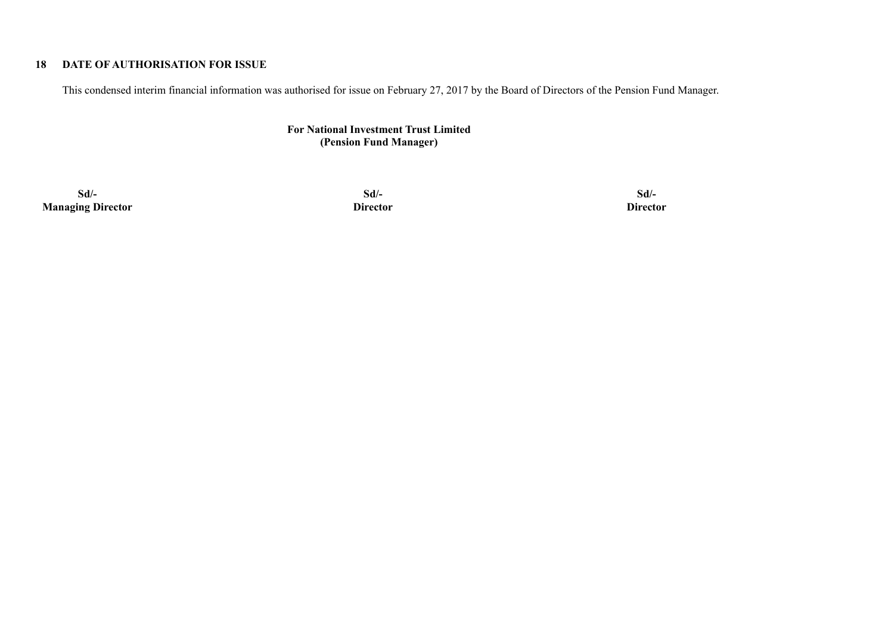## 18 DATE OF AUTHORISATION FOR ISSUE

This condensed interim financial information was authorised for issue on February 27, 2017 by the Board of Directors of the Pension Fund Manager.

**For National Investment Trust Limited**
**(Pension Fund Manager)**

| | | |
|---|---|---|
| **Sd/-** | **Sd/-** | **Sd/-** |
| **Managing Director** | **Director** | **Director** |